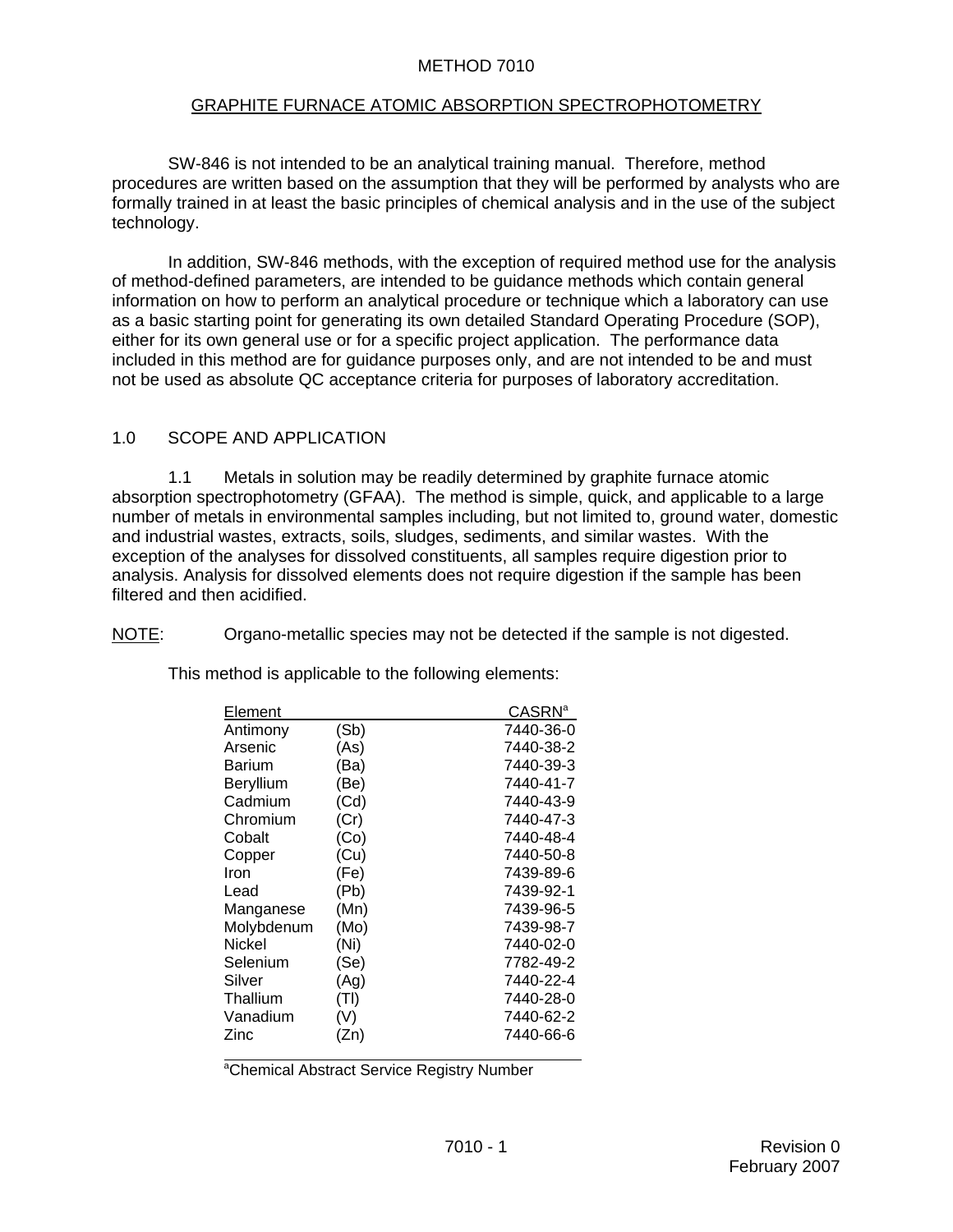# METHOD 7010

## GRAPHITE FURNACE ATOMIC ABSORPTION SPECTROPHOTOMETRY

SW-846 is not intended to be an analytical training manual. Therefore, method procedures are written based on the assumption that they will be performed by analysts who are formally trained in at least the basic principles of chemical analysis and in the use of the subject technology.

In addition, SW-846 methods, with the exception of required method use for the analysis of method-defined parameters, are intended to be guidance methods which contain general information on how to perform an analytical procedure or technique which a laboratory can use as a basic starting point for generating its own detailed Standard Operating Procedure (SOP), either for its own general use or for a specific project application. The performance data included in this method are for guidance purposes only, and are not intended to be and must not be used as absolute QC acceptance criteria for purposes of laboratory accreditation.

## 1.0 SCOPE AND APPLICATION

1.1 Metals in solution may be readily determined by graphite furnace atomic absorption spectrophotometry (GFAA). The method is simple, quick, and applicable to a large number of metals in environmental samples including, but not limited to, ground water, domestic and industrial wastes, extracts, soils, sludges, sediments, and similar wastes. With the exception of the analyses for dissolved constituents, all samples require digestion prior to analysis. Analysis for dissolved elements does not require digestion if the sample has been filtered and then acidified.

NOTE: Organo-metallic species may not be detected if the sample is not digested.

This method is applicable to the following elements:

| Element | | CASRN[a] |
|---|---|---|
| Antimony | (Sb) | 7440-36-0 |
| Arsenic | (As) | 7440-38-2 |
| Barium | (Ba) | 7440-39-3 |
| Beryllium | (Be) | 7440-41-7 |
| Cadmium | (Cd) | 7440-43-9 |
| Chromium | (Cr) | 7440-47-3 |
| Cobalt | (Co) | 7440-48-4 |
| Copper | (Cu) | 7440-50-8 |
| Iron | (Fe) | 7439-89-6 |
| Lead | (Pb) | 7439-92-1 |
| Manganese | (Mn) | 7439-96-5 |
| Molybdenum | (Mo) | 7439-98-7 |
| Nickel | (Ni) | 7440-02-0 |
| Selenium | (Se) | 7782-49-2 |
| Silver | (Ag) | 7440-22-4 |
| Thallium | (Tl) | 7440-28-0 |
| Vanadium | (V) | 7440-62-2 |
| Zinc | (Zn) | 7440-66-6 |

[a]Chemical Abstract Service Registry Number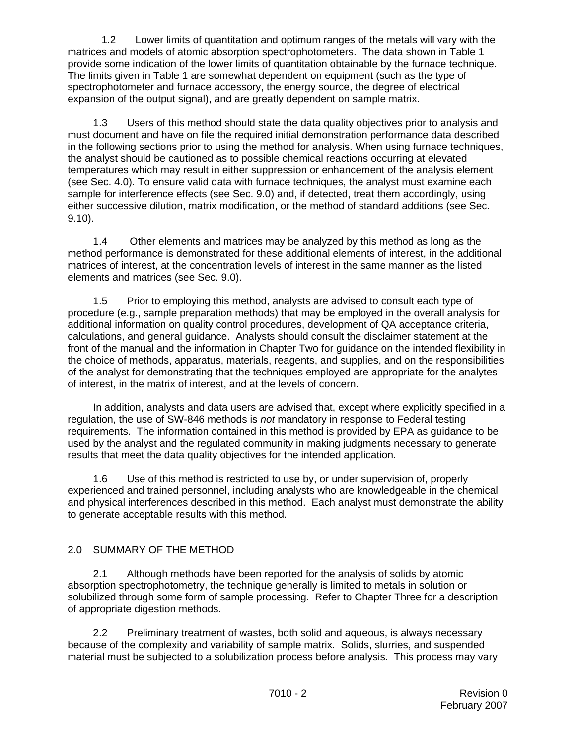1.2 Lower limits of quantitation and optimum ranges of the metals will vary with the matrices and models of atomic absorption spectrophotometers. The data shown in Table 1 provide some indication of the lower limits of quantitation obtainable by the furnace technique. The limits given in Table 1 are somewhat dependent on equipment (such as the type of spectrophotometer and furnace accessory, the energy source, the degree of electrical expansion of the output signal), and are greatly dependent on sample matrix.

1.3 Users of this method should state the data quality objectives prior to analysis and must document and have on file the required initial demonstration performance data described in the following sections prior to using the method for analysis. When using furnace techniques, the analyst should be cautioned as to possible chemical reactions occurring at elevated temperatures which may result in either suppression or enhancement of the analysis element (see Sec. 4.0). To ensure valid data with furnace techniques, the analyst must examine each sample for interference effects (see Sec. 9.0) and, if detected, treat them accordingly, using either successive dilution, matrix modification, or the method of standard additions (see Sec. 9.10).

1.4 Other elements and matrices may be analyzed by this method as long as the method performance is demonstrated for these additional elements of interest, in the additional matrices of interest, at the concentration levels of interest in the same manner as the listed elements and matrices (see Sec. 9.0).

1.5 Prior to employing this method, analysts are advised to consult each type of procedure (e.g., sample preparation methods) that may be employed in the overall analysis for additional information on quality control procedures, development of QA acceptance criteria, calculations, and general guidance. Analysts should consult the disclaimer statement at the front of the manual and the information in Chapter Two for guidance on the intended flexibility in the choice of methods, apparatus, materials, reagents, and supplies, and on the responsibilities of the analyst for demonstrating that the techniques employed are appropriate for the analytes of interest, in the matrix of interest, and at the levels of concern.

In addition, analysts and data users are advised that, except where explicitly specified in a regulation, the use of SW-846 methods is *not* mandatory in response to Federal testing requirements. The information contained in this method is provided by EPA as guidance to be used by the analyst and the regulated community in making judgments necessary to generate results that meet the data quality objectives for the intended application.

1.6 Use of this method is restricted to use by, or under supervision of, properly experienced and trained personnel, including analysts who are knowledgeable in the chemical and physical interferences described in this method. Each analyst must demonstrate the ability to generate acceptable results with this method.

## 2.0 SUMMARY OF THE METHOD

2.1 Although methods have been reported for the analysis of solids by atomic absorption spectrophotometry, the technique generally is limited to metals in solution or solubilized through some form of sample processing. Refer to Chapter Three for a description of appropriate digestion methods.

2.2 Preliminary treatment of wastes, both solid and aqueous, is always necessary because of the complexity and variability of sample matrix. Solids, slurries, and suspended material must be subjected to a solubilization process before analysis. This process may vary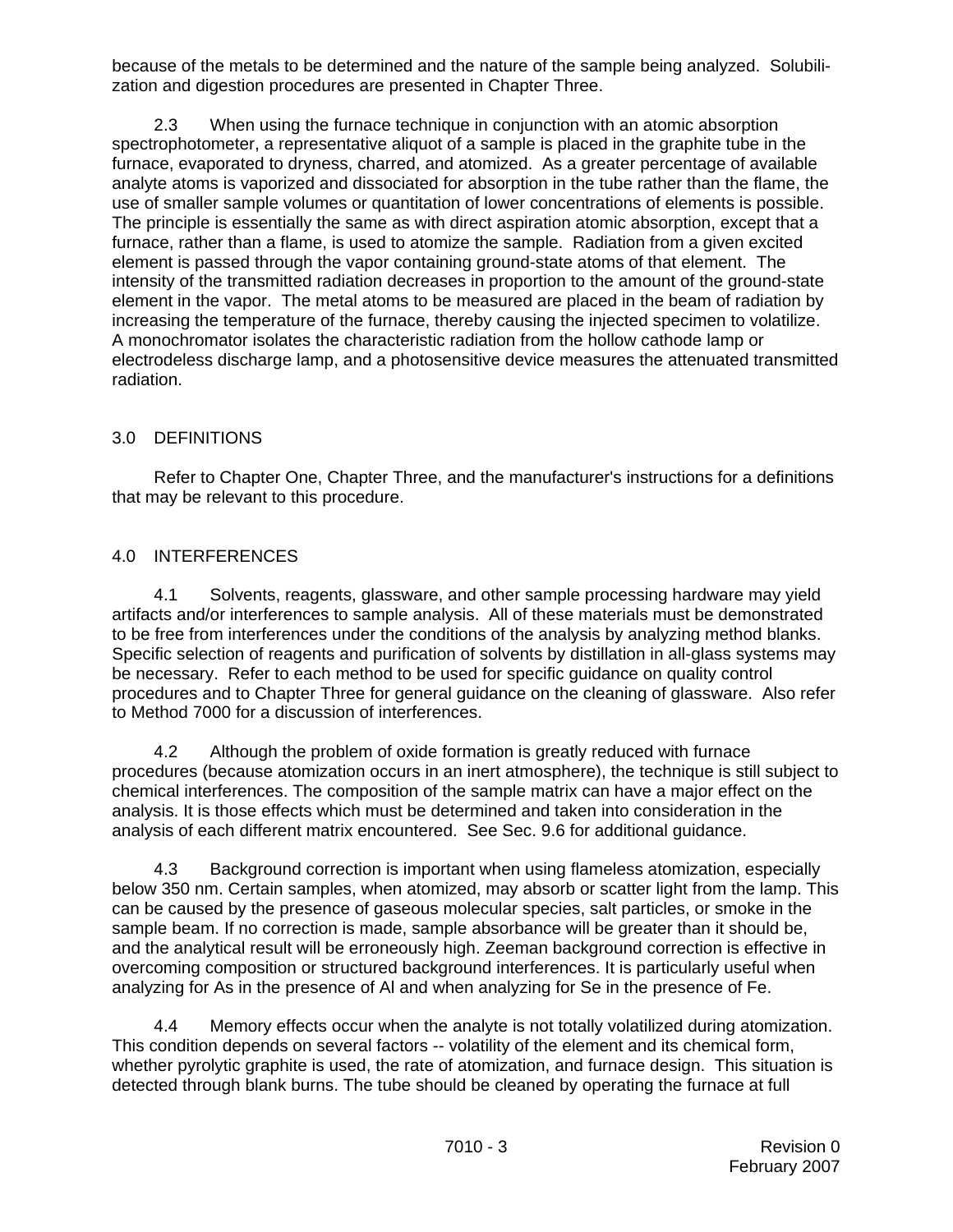because of the metals to be determined and the nature of the sample being analyzed. Solubilization and digestion procedures are presented in Chapter Three.

2.3 When using the furnace technique in conjunction with an atomic absorption spectrophotometer, a representative aliquot of a sample is placed in the graphite tube in the furnace, evaporated to dryness, charred, and atomized. As a greater percentage of available analyte atoms is vaporized and dissociated for absorption in the tube rather than the flame, the use of smaller sample volumes or quantitation of lower concentrations of elements is possible. The principle is essentially the same as with direct aspiration atomic absorption, except that a furnace, rather than a flame, is used to atomize the sample. Radiation from a given excited element is passed through the vapor containing ground-state atoms of that element. The intensity of the transmitted radiation decreases in proportion to the amount of the ground-state element in the vapor. The metal atoms to be measured are placed in the beam of radiation by increasing the temperature of the furnace, thereby causing the injected specimen to volatilize. A monochromator isolates the characteristic radiation from the hollow cathode lamp or electrodeless discharge lamp, and a photosensitive device measures the attenuated transmitted radiation.

## 3.0 DEFINITIONS

Refer to Chapter One, Chapter Three, and the manufacturer's instructions for a definitions that may be relevant to this procedure.

## 4.0 INTERFERENCES

4.1 Solvents, reagents, glassware, and other sample processing hardware may yield artifacts and/or interferences to sample analysis. All of these materials must be demonstrated to be free from interferences under the conditions of the analysis by analyzing method blanks. Specific selection of reagents and purification of solvents by distillation in all-glass systems may be necessary. Refer to each method to be used for specific guidance on quality control procedures and to Chapter Three for general guidance on the cleaning of glassware. Also refer to Method 7000 for a discussion of interferences.

4.2 Although the problem of oxide formation is greatly reduced with furnace procedures (because atomization occurs in an inert atmosphere), the technique is still subject to chemical interferences. The composition of the sample matrix can have a major effect on the analysis. It is those effects which must be determined and taken into consideration in the analysis of each different matrix encountered. See Sec. 9.6 for additional guidance.

4.3 Background correction is important when using flameless atomization, especially below 350 nm. Certain samples, when atomized, may absorb or scatter light from the lamp. This can be caused by the presence of gaseous molecular species, salt particles, or smoke in the sample beam. If no correction is made, sample absorbance will be greater than it should be, and the analytical result will be erroneously high. Zeeman background correction is effective in overcoming composition or structured background interferences. It is particularly useful when analyzing for As in the presence of Al and when analyzing for Se in the presence of Fe.

4.4 Memory effects occur when the analyte is not totally volatilized during atomization. This condition depends on several factors -- volatility of the element and its chemical form, whether pyrolytic graphite is used, the rate of atomization, and furnace design. This situation is detected through blank burns. The tube should be cleaned by operating the furnace at full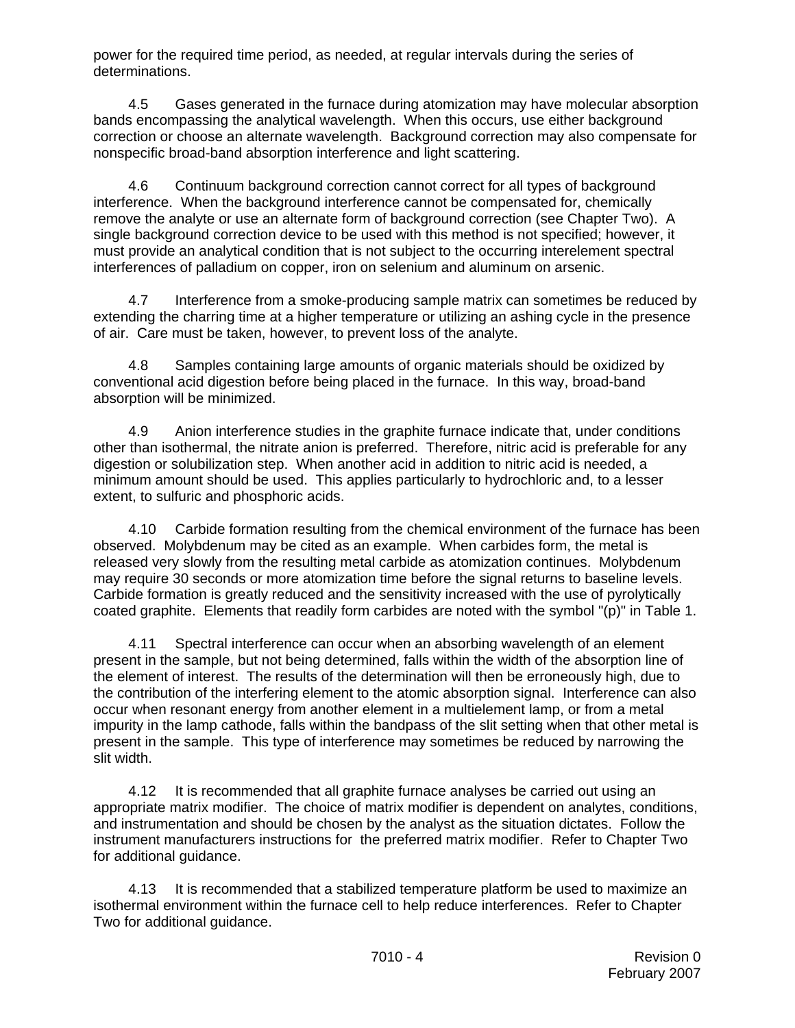power for the required time period, as needed, at regular intervals during the series of determinations.

4.5 Gases generated in the furnace during atomization may have molecular absorption bands encompassing the analytical wavelength. When this occurs, use either background correction or choose an alternate wavelength. Background correction may also compensate for nonspecific broad-band absorption interference and light scattering.

4.6 Continuum background correction cannot correct for all types of background interference. When the background interference cannot be compensated for, chemically remove the analyte or use an alternate form of background correction (see Chapter Two). A single background correction device to be used with this method is not specified; however, it must provide an analytical condition that is not subject to the occurring interelement spectral interferences of palladium on copper, iron on selenium and aluminum on arsenic.

4.7 Interference from a smoke-producing sample matrix can sometimes be reduced by extending the charring time at a higher temperature or utilizing an ashing cycle in the presence of air. Care must be taken, however, to prevent loss of the analyte.

4.8 Samples containing large amounts of organic materials should be oxidized by conventional acid digestion before being placed in the furnace. In this way, broad-band absorption will be minimized.

4.9 Anion interference studies in the graphite furnace indicate that, under conditions other than isothermal, the nitrate anion is preferred. Therefore, nitric acid is preferable for any digestion or solubilization step. When another acid in addition to nitric acid is needed, a minimum amount should be used. This applies particularly to hydrochloric and, to a lesser extent, to sulfuric and phosphoric acids.

4.10 Carbide formation resulting from the chemical environment of the furnace has been observed. Molybdenum may be cited as an example. When carbides form, the metal is released very slowly from the resulting metal carbide as atomization continues. Molybdenum may require 30 seconds or more atomization time before the signal returns to baseline levels. Carbide formation is greatly reduced and the sensitivity increased with the use of pyrolytically coated graphite. Elements that readily form carbides are noted with the symbol "(p)" in Table 1.

4.11 Spectral interference can occur when an absorbing wavelength of an element present in the sample, but not being determined, falls within the width of the absorption line of the element of interest. The results of the determination will then be erroneously high, due to the contribution of the interfering element to the atomic absorption signal. Interference can also occur when resonant energy from another element in a multielement lamp, or from a metal impurity in the lamp cathode, falls within the bandpass of the slit setting when that other metal is present in the sample. This type of interference may sometimes be reduced by narrowing the slit width.

4.12 It is recommended that all graphite furnace analyses be carried out using an appropriate matrix modifier. The choice of matrix modifier is dependent on analytes, conditions, and instrumentation and should be chosen by the analyst as the situation dictates. Follow the instrument manufacturers instructions for the preferred matrix modifier. Refer to Chapter Two for additional guidance.

4.13 It is recommended that a stabilized temperature platform be used to maximize an isothermal environment within the furnace cell to help reduce interferences. Refer to Chapter Two for additional guidance.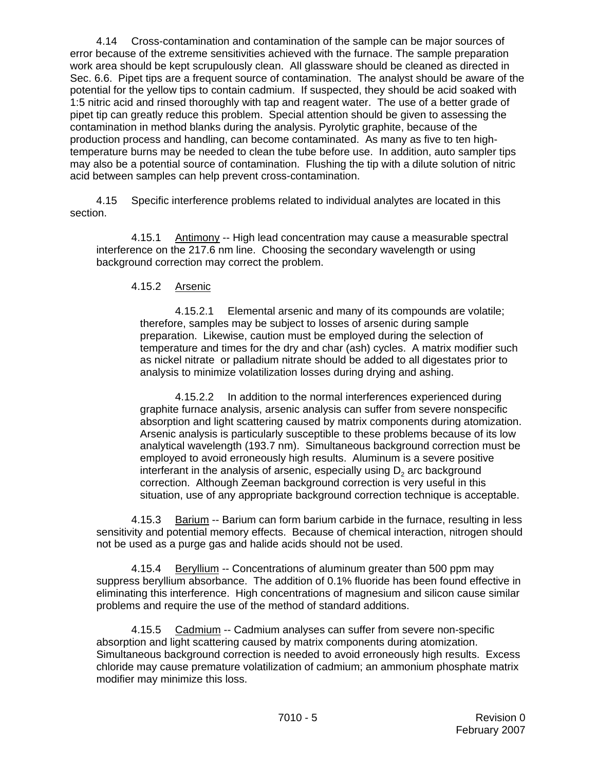4.14 Cross-contamination and contamination of the sample can be major sources of error because of the extreme sensitivities achieved with the furnace. The sample preparation work area should be kept scrupulously clean. All glassware should be cleaned as directed in Sec. 6.6. Pipet tips are a frequent source of contamination. The analyst should be aware of the potential for the yellow tips to contain cadmium. If suspected, they should be acid soaked with 1:5 nitric acid and rinsed thoroughly with tap and reagent water. The use of a better grade of pipet tip can greatly reduce this problem. Special attention should be given to assessing the contamination in method blanks during the analysis. Pyrolytic graphite, because of the production process and handling, can become contaminated. As many as five to ten high-temperature burns may be needed to clean the tube before use. In addition, auto sampler tips may also be a potential source of contamination. Flushing the tip with a dilute solution of nitric acid between samples can help prevent cross-contamination.

4.15 Specific interference problems related to individual analytes are located in this section.

4.15.1 Antimony -- High lead concentration may cause a measurable spectral interference on the 217.6 nm line. Choosing the secondary wavelength or using background correction may correct the problem.

4.15.2 Arsenic

4.15.2.1 Elemental arsenic and many of its compounds are volatile; therefore, samples may be subject to losses of arsenic during sample preparation. Likewise, caution must be employed during the selection of temperature and times for the dry and char (ash) cycles. A matrix modifier such as nickel nitrate or palladium nitrate should be added to all digestates prior to analysis to minimize volatilization losses during drying and ashing.

4.15.2.2 In addition to the normal interferences experienced during graphite furnace analysis, arsenic analysis can suffer from severe nonspecific absorption and light scattering caused by matrix components during atomization. Arsenic analysis is particularly susceptible to these problems because of its low analytical wavelength (193.7 nm). Simultaneous background correction must be employed to avoid erroneously high results. Aluminum is a severe positive interferant in the analysis of arsenic, especially using $D_2$ arc background correction. Although Zeeman background correction is very useful in this situation, use of any appropriate background correction technique is acceptable.

4.15.3 Barium -- Barium can form barium carbide in the furnace, resulting in less sensitivity and potential memory effects. Because of chemical interaction, nitrogen should not be used as a purge gas and halide acids should not be used.

4.15.4 Beryllium -- Concentrations of aluminum greater than 500 ppm may suppress beryllium absorbance. The addition of 0.1% fluoride has been found effective in eliminating this interference. High concentrations of magnesium and silicon cause similar problems and require the use of the method of standard additions.

4.15.5 Cadmium -- Cadmium analyses can suffer from severe non-specific absorption and light scattering caused by matrix components during atomization. Simultaneous background correction is needed to avoid erroneously high results. Excess chloride may cause premature volatilization of cadmium; an ammonium phosphate matrix modifier may minimize this loss.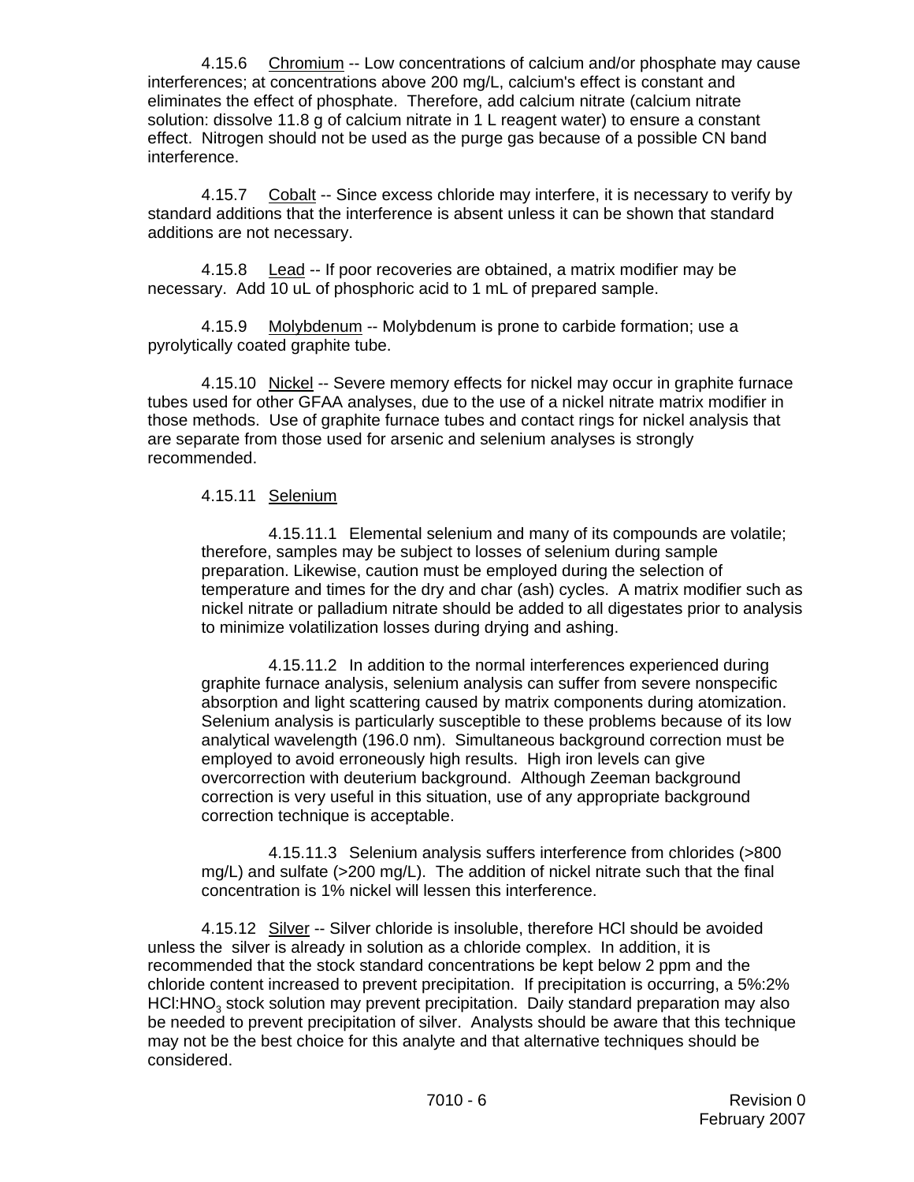4.15.6 Chromium -- Low concentrations of calcium and/or phosphate may cause interferences; at concentrations above 200 mg/L, calcium's effect is constant and eliminates the effect of phosphate. Therefore, add calcium nitrate (calcium nitrate solution: dissolve 11.8 g of calcium nitrate in 1 L reagent water) to ensure a constant effect. Nitrogen should not be used as the purge gas because of a possible CN band interference.

4.15.7 Cobalt -- Since excess chloride may interfere, it is necessary to verify by standard additions that the interference is absent unless it can be shown that standard additions are not necessary.

4.15.8 Lead -- If poor recoveries are obtained, a matrix modifier may be necessary. Add 10 uL of phosphoric acid to 1 mL of prepared sample.

4.15.9 Molybdenum -- Molybdenum is prone to carbide formation; use a pyrolytically coated graphite tube.

4.15.10 Nickel -- Severe memory effects for nickel may occur in graphite furnace tubes used for other GFAA analyses, due to the use of a nickel nitrate matrix modifier in those methods. Use of graphite furnace tubes and contact rings for nickel analysis that are separate from those used for arsenic and selenium analyses is strongly recommended.

4.15.11 Selenium

4.15.11.1 Elemental selenium and many of its compounds are volatile; therefore, samples may be subject to losses of selenium during sample preparation. Likewise, caution must be employed during the selection of temperature and times for the dry and char (ash) cycles. A matrix modifier such as nickel nitrate or palladium nitrate should be added to all digestates prior to analysis to minimize volatilization losses during drying and ashing.

4.15.11.2 In addition to the normal interferences experienced during graphite furnace analysis, selenium analysis can suffer from severe nonspecific absorption and light scattering caused by matrix components during atomization. Selenium analysis is particularly susceptible to these problems because of its low analytical wavelength (196.0 nm). Simultaneous background correction must be employed to avoid erroneously high results. High iron levels can give overcorrection with deuterium background. Although Zeeman background correction is very useful in this situation, use of any appropriate background correction technique is acceptable.

4.15.11.3 Selenium analysis suffers interference from chlorides (>800 mg/L) and sulfate (>200 mg/L). The addition of nickel nitrate such that the final concentration is 1% nickel will lessen this interference.

4.15.12 Silver -- Silver chloride is insoluble, therefore HCl should be avoided unless the silver is already in solution as a chloride complex. In addition, it is recommended that the stock standard concentrations be kept below 2 ppm and the chloride content increased to prevent precipitation. If precipitation is occurring, a 5%:2% $HCl:HNO_3$ stock solution may prevent precipitation. Daily standard preparation may also be needed to prevent precipitation of silver. Analysts should be aware that this technique may not be the best choice for this analyte and that alternative techniques should be considered.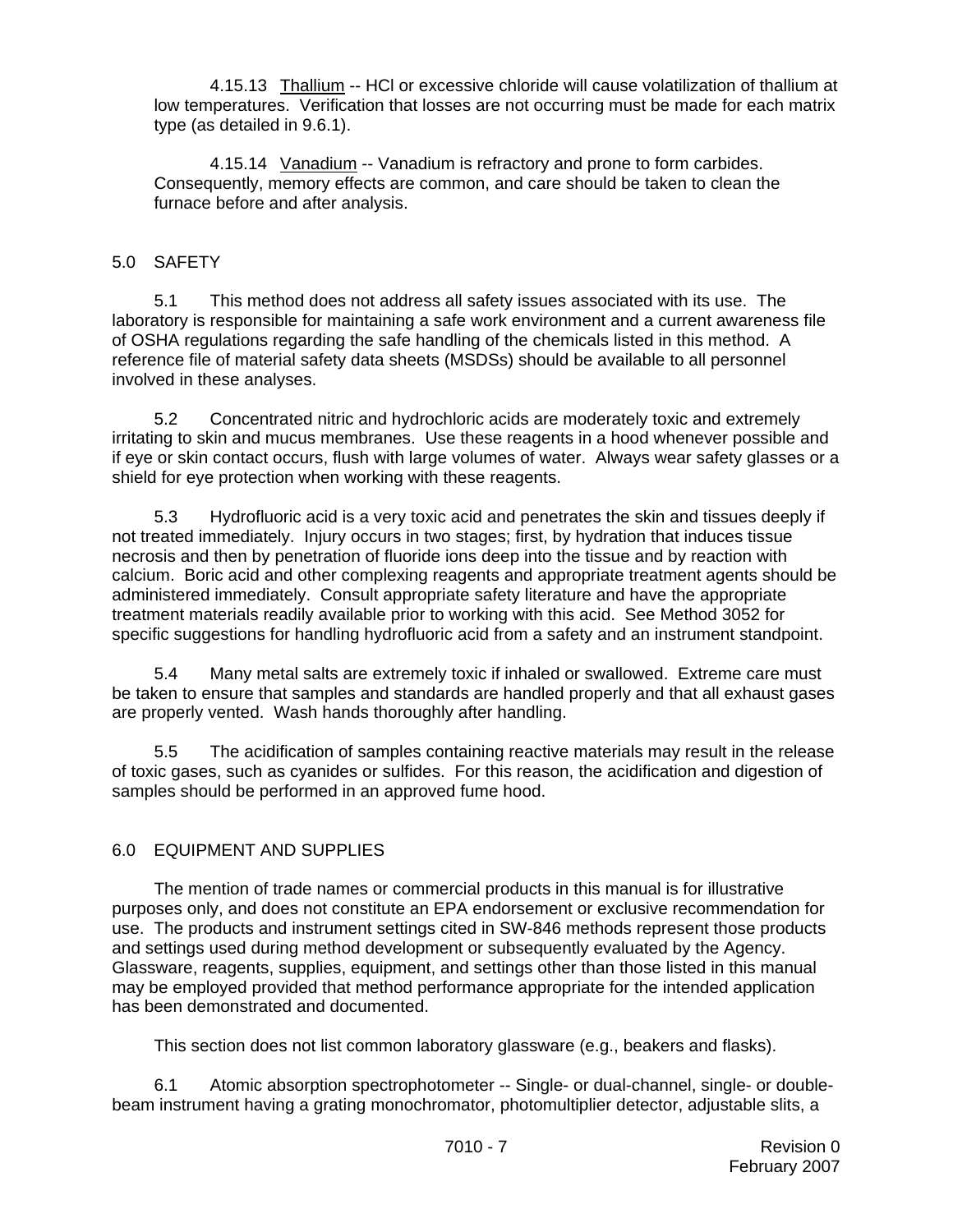4.15.13 Thallium -- HCl or excessive chloride will cause volatilization of thallium at low temperatures. Verification that losses are not occurring must be made for each matrix type (as detailed in 9.6.1).

4.15.14 Vanadium -- Vanadium is refractory and prone to form carbides. Consequently, memory effects are common, and care should be taken to clean the furnace before and after analysis.

## 5.0 SAFETY

5.1 This method does not address all safety issues associated with its use. The laboratory is responsible for maintaining a safe work environment and a current awareness file of OSHA regulations regarding the safe handling of the chemicals listed in this method. A reference file of material safety data sheets (MSDSs) should be available to all personnel involved in these analyses.

5.2 Concentrated nitric and hydrochloric acids are moderately toxic and extremely irritating to skin and mucus membranes. Use these reagents in a hood whenever possible and if eye or skin contact occurs, flush with large volumes of water. Always wear safety glasses or a shield for eye protection when working with these reagents.

5.3 Hydrofluoric acid is a very toxic acid and penetrates the skin and tissues deeply if not treated immediately. Injury occurs in two stages; first, by hydration that induces tissue necrosis and then by penetration of fluoride ions deep into the tissue and by reaction with calcium. Boric acid and other complexing reagents and appropriate treatment agents should be administered immediately. Consult appropriate safety literature and have the appropriate treatment materials readily available prior to working with this acid. See Method 3052 for specific suggestions for handling hydrofluoric acid from a safety and an instrument standpoint.

5.4 Many metal salts are extremely toxic if inhaled or swallowed. Extreme care must be taken to ensure that samples and standards are handled properly and that all exhaust gases are properly vented. Wash hands thoroughly after handling.

5.5 The acidification of samples containing reactive materials may result in the release of toxic gases, such as cyanides or sulfides. For this reason, the acidification and digestion of samples should be performed in an approved fume hood.

## 6.0 EQUIPMENT AND SUPPLIES

The mention of trade names or commercial products in this manual is for illustrative purposes only, and does not constitute an EPA endorsement or exclusive recommendation for use. The products and instrument settings cited in SW-846 methods represent those products and settings used during method development or subsequently evaluated by the Agency. Glassware, reagents, supplies, equipment, and settings other than those listed in this manual may be employed provided that method performance appropriate for the intended application has been demonstrated and documented.

This section does not list common laboratory glassware (e.g., beakers and flasks).

6.1 Atomic absorption spectrophotometer -- Single- or dual-channel, single- or double-beam instrument having a grating monochromator, photomultiplier detector, adjustable slits, a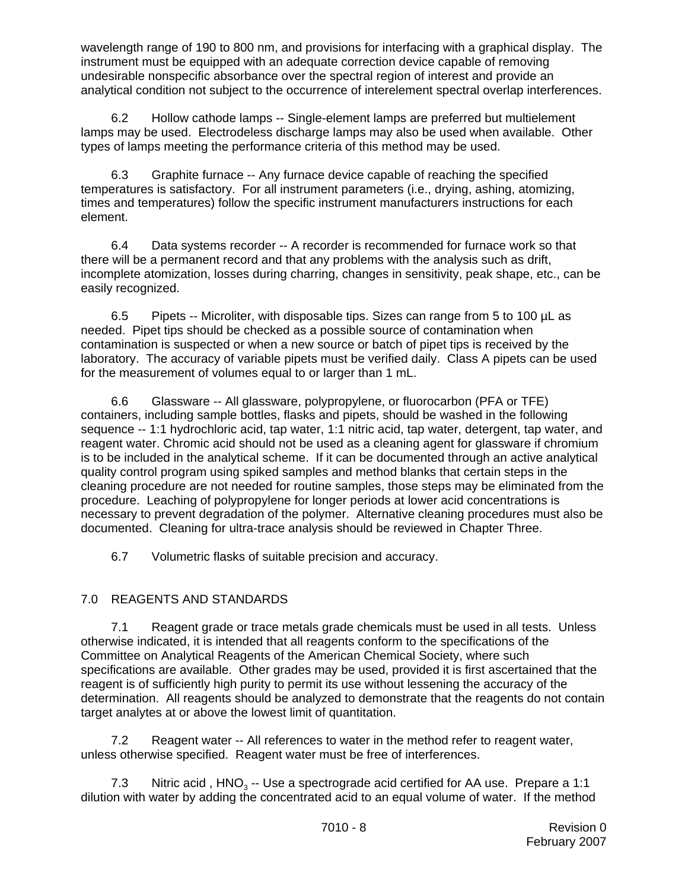wavelength range of 190 to 800 nm, and provisions for interfacing with a graphical display. The instrument must be equipped with an adequate correction device capable of removing undesirable nonspecific absorbance over the spectral region of interest and provide an analytical condition not subject to the occurrence of interelement spectral overlap interferences.

6.2 Hollow cathode lamps -- Single-element lamps are preferred but multielement lamps may be used. Electrodeless discharge lamps may also be used when available. Other types of lamps meeting the performance criteria of this method may be used.

6.3 Graphite furnace -- Any furnace device capable of reaching the specified temperatures is satisfactory. For all instrument parameters (i.e., drying, ashing, atomizing, times and temperatures) follow the specific instrument manufacturers instructions for each element.

6.4 Data systems recorder -- A recorder is recommended for furnace work so that there will be a permanent record and that any problems with the analysis such as drift, incomplete atomization, losses during charring, changes in sensitivity, peak shape, etc., can be easily recognized.

6.5 Pipets -- Microliter, with disposable tips. Sizes can range from 5 to 100 µL as needed. Pipet tips should be checked as a possible source of contamination when contamination is suspected or when a new source or batch of pipet tips is received by the laboratory. The accuracy of variable pipets must be verified daily. Class A pipets can be used for the measurement of volumes equal to or larger than 1 mL.

6.6 Glassware -- All glassware, polypropylene, or fluorocarbon (PFA or TFE) containers, including sample bottles, flasks and pipets, should be washed in the following sequence -- 1:1 hydrochloric acid, tap water, 1:1 nitric acid, tap water, detergent, tap water, and reagent water. Chromic acid should not be used as a cleaning agent for glassware if chromium is to be included in the analytical scheme. If it can be documented through an active analytical quality control program using spiked samples and method blanks that certain steps in the cleaning procedure are not needed for routine samples, those steps may be eliminated from the procedure. Leaching of polypropylene for longer periods at lower acid concentrations is necessary to prevent degradation of the polymer. Alternative cleaning procedures must also be documented. Cleaning for ultra-trace analysis should be reviewed in Chapter Three.

6.7 Volumetric flasks of suitable precision and accuracy.

## 7.0 REAGENTS AND STANDARDS

7.1 Reagent grade or trace metals grade chemicals must be used in all tests. Unless otherwise indicated, it is intended that all reagents conform to the specifications of the Committee on Analytical Reagents of the American Chemical Society, where such specifications are available. Other grades may be used, provided it is first ascertained that the reagent is of sufficiently high purity to permit its use without lessening the accuracy of the determination. All reagents should be analyzed to demonstrate that the reagents do not contain target analytes at or above the lowest limit of quantitation.

7.2 Reagent water -- All references to water in the method refer to reagent water, unless otherwise specified. Reagent water must be free of interferences.

7.3 Nitric acid , $HNO_3$ -- Use a spectrograde acid certified for AA use. Prepare a 1:1 dilution with water by adding the concentrated acid to an equal volume of water. If the method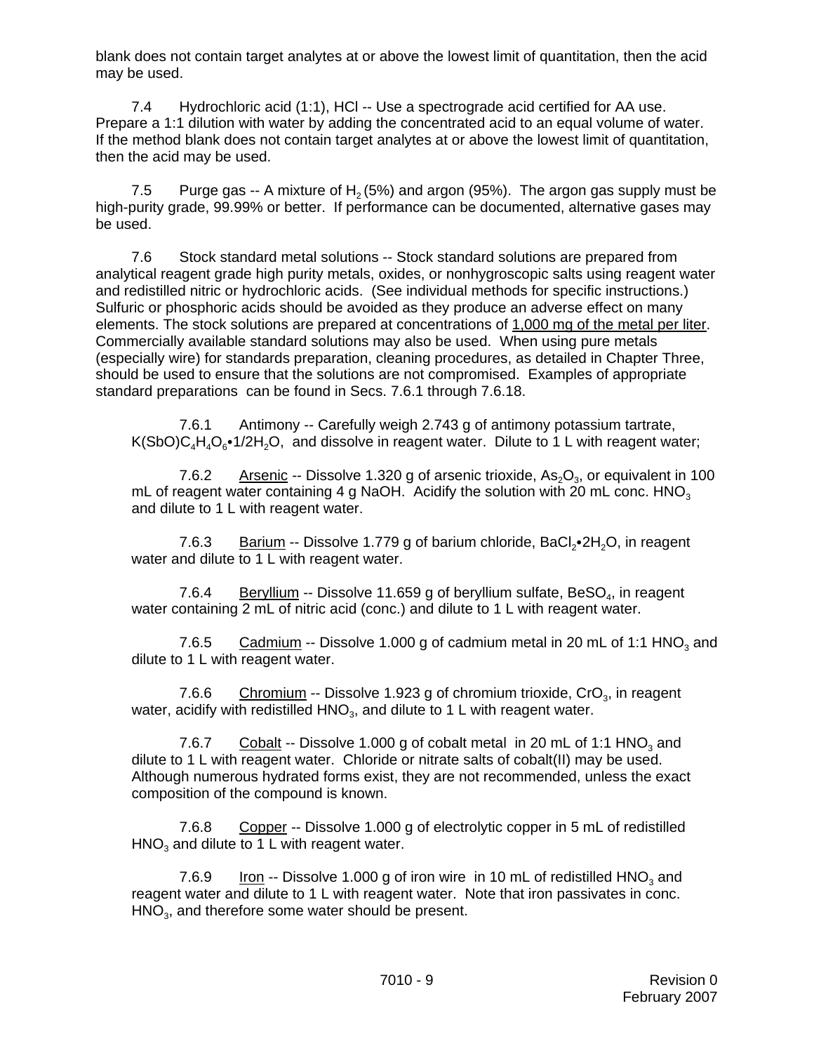blank does not contain target analytes at or above the lowest limit of quantitation, then the acid may be used.

7.4 Hydrochloric acid (1:1), HCl -- Use a spectrograde acid certified for AA use. Prepare a 1:1 dilution with water by adding the concentrated acid to an equal volume of water. If the method blank does not contain target analytes at or above the lowest limit of quantitation, then the acid may be used.

7.5 Purge gas -- A mixture of $H_2$ (5%) and argon (95%). The argon gas supply must be high-purity grade, 99.99% or better. If performance can be documented, alternative gases may be used.

7.6 Stock standard metal solutions -- Stock standard solutions are prepared from analytical reagent grade high purity metals, oxides, or nonhygroscopic salts using reagent water and redistilled nitric or hydrochloric acids. (See individual methods for specific instructions.) Sulfuric or phosphoric acids should be avoided as they produce an adverse effect on many elements. The stock solutions are prepared at concentrations of 1,000 mg of the metal per liter. Commercially available standard solutions may also be used. When using pure metals (especially wire) for standards preparation, cleaning procedures, as detailed in Chapter Three, should be used to ensure that the solutions are not compromised. Examples of appropriate standard preparations can be found in Secs. 7.6.1 through 7.6.18.

7.6.1 Antimony -- Carefully weigh 2.743 g of antimony potassium tartrate, $K(SbO)C_4H_4O_6 \bullet 1/2H_2O$, and dissolve in reagent water. Dilute to 1 L with reagent water;

7.6.2 Arsenic -- Dissolve 1.320 g of arsenic trioxide, $As_2O_3$, or equivalent in 100 mL of reagent water containing 4 g NaOH. Acidify the solution with 20 mL conc. $HNO_3$ and dilute to 1 L with reagent water.

7.6.3 Barium -- Dissolve 1.779 g of barium chloride, $BaCl_2 \bullet 2H_2O$, in reagent water and dilute to 1 L with reagent water.

7.6.4 Beryllium -- Dissolve 11.659 g of beryllium sulfate, $BeSO_4$, in reagent water containing 2 mL of nitric acid (conc.) and dilute to 1 L with reagent water.

7.6.5 Cadmium -- Dissolve 1.000 g of cadmium metal in 20 mL of 1:1 $HNO_3$ and dilute to 1 L with reagent water.

7.6.6 Chromium -- Dissolve 1.923 g of chromium trioxide, $CrO_3$, in reagent water, acidify with redistilled $HNO_3$, and dilute to 1 L with reagent water.

7.6.7 Cobalt -- Dissolve 1.000 g of cobalt metal in 20 mL of 1:1 $HNO_3$ and dilute to 1 L with reagent water. Chloride or nitrate salts of cobalt(II) may be used. Although numerous hydrated forms exist, they are not recommended, unless the exact composition of the compound is known.

7.6.8 Copper -- Dissolve 1.000 g of electrolytic copper in 5 mL of redistilled $HNO_3$ and dilute to 1 L with reagent water.

7.6.9 Iron -- Dissolve 1.000 g of iron wire in 10 mL of redistilled $HNO_3$ and reagent water and dilute to 1 L with reagent water. Note that iron passivates in conc. $HNO_3$, and therefore some water should be present.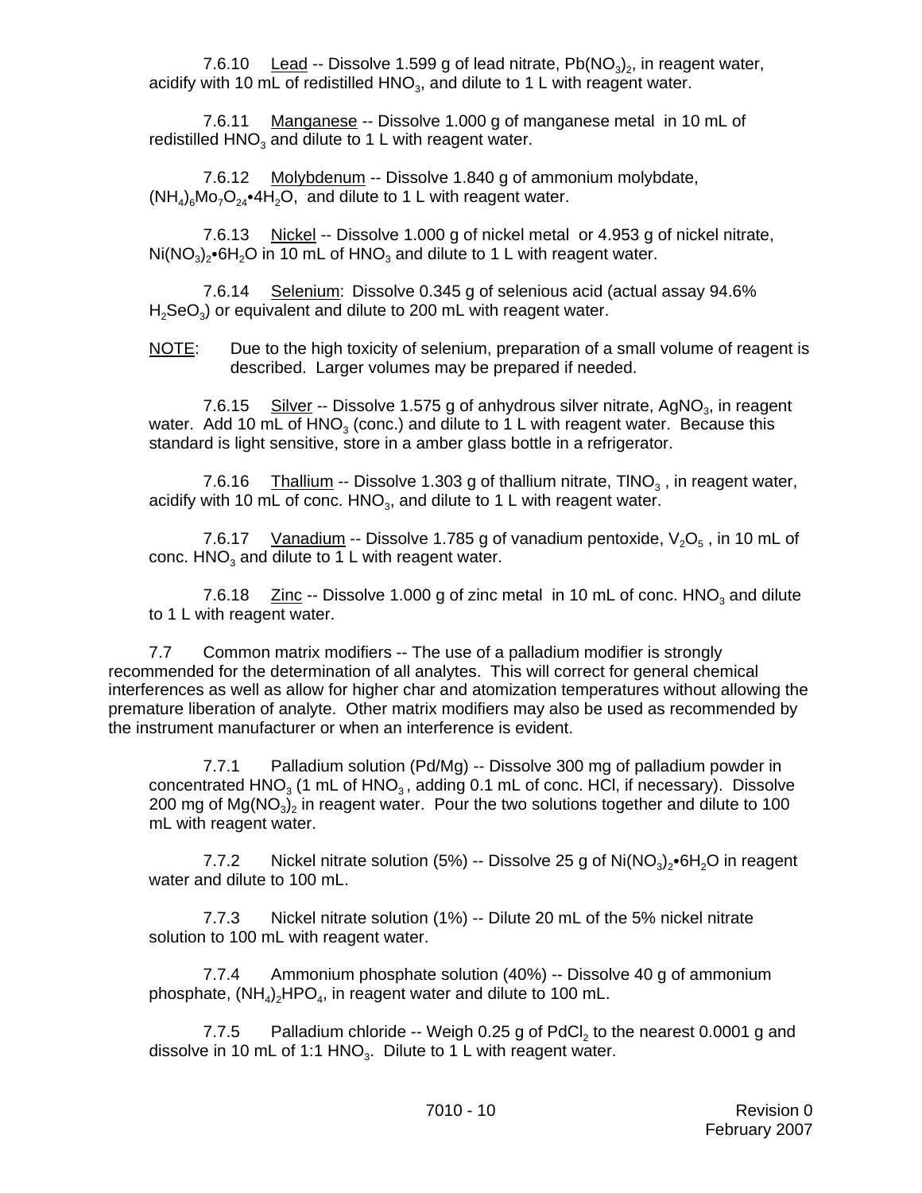7.6.10 Lead -- Dissolve 1.599 g of lead nitrate, $Pb(NO_3)_2$, in reagent water, acidify with 10 mL of redistilled $HNO_3$, and dilute to 1 L with reagent water.

7.6.11 Manganese -- Dissolve 1.000 g of manganese metal in 10 mL of redistilled $HNO_3$ and dilute to 1 L with reagent water.

7.6.12 Molybdenum -- Dissolve 1.840 g of ammonium molybdate, $(NH_4)_6Mo_7O_{24}{\bullet}4H_2O$, and dilute to 1 L with reagent water.

7.6.13 Nickel -- Dissolve 1.000 g of nickel metal or 4.953 g of nickel nitrate, $Ni(NO_3)_2{\bullet}6H_2O$ in 10 mL of $HNO_3$ and dilute to 1 L with reagent water.

7.6.14 Selenium: Dissolve 0.345 g of selenious acid (actual assay 94.6% $H_2SeO_3$) or equivalent and dilute to 200 mL with reagent water.

NOTE: Due to the high toxicity of selenium, preparation of a small volume of reagent is described. Larger volumes may be prepared if needed.

7.6.15 Silver -- Dissolve 1.575 g of anhydrous silver nitrate, $AgNO_3$, in reagent water. Add 10 mL of $HNO_3$ (conc.) and dilute to 1 L with reagent water. Because this standard is light sensitive, store in a amber glass bottle in a refrigerator.

7.6.16 Thallium -- Dissolve 1.303 g of thallium nitrate, $TlNO_3$ , in reagent water, acidify with 10 mL of conc. $HNO_3$, and dilute to 1 L with reagent water.

7.6.17 Vanadium -- Dissolve 1.785 g of vanadium pentoxide, $V_2O_5$ , in 10 mL of conc. $HNO_3$ and dilute to 1 L with reagent water.

7.6.18 Zinc -- Dissolve 1.000 g of zinc metal in 10 mL of conc. $HNO_3$ and dilute to 1 L with reagent water.

7.7 Common matrix modifiers -- The use of a palladium modifier is strongly recommended for the determination of all analytes. This will correct for general chemical interferences as well as allow for higher char and atomization temperatures without allowing the premature liberation of analyte. Other matrix modifiers may also be used as recommended by the instrument manufacturer or when an interference is evident.

7.7.1 Palladium solution (Pd/Mg) -- Dissolve 300 mg of palladium powder in concentrated $HNO_3$ (1 mL of $HNO_3$ , adding 0.1 mL of conc. HCl, if necessary). Dissolve 200 mg of $Mg(NO_3)_2$ in reagent water. Pour the two solutions together and dilute to 100 mL with reagent water.

7.7.2 Nickel nitrate solution (5%) -- Dissolve 25 g of $Ni(NO_3)_2{\bullet}6H_2O$ in reagent water and dilute to 100 mL.

7.7.3 Nickel nitrate solution (1%) -- Dilute 20 mL of the 5% nickel nitrate solution to 100 mL with reagent water.

7.7.4 Ammonium phosphate solution (40%) -- Dissolve 40 g of ammonium phosphate, $(NH_4)_2HPO_4$, in reagent water and dilute to 100 mL.

7.7.5 Palladium chloride -- Weigh 0.25 g of $PdCl_2$ to the nearest 0.0001 g and dissolve in 10 mL of 1:1 $HNO_3$. Dilute to 1 L with reagent water.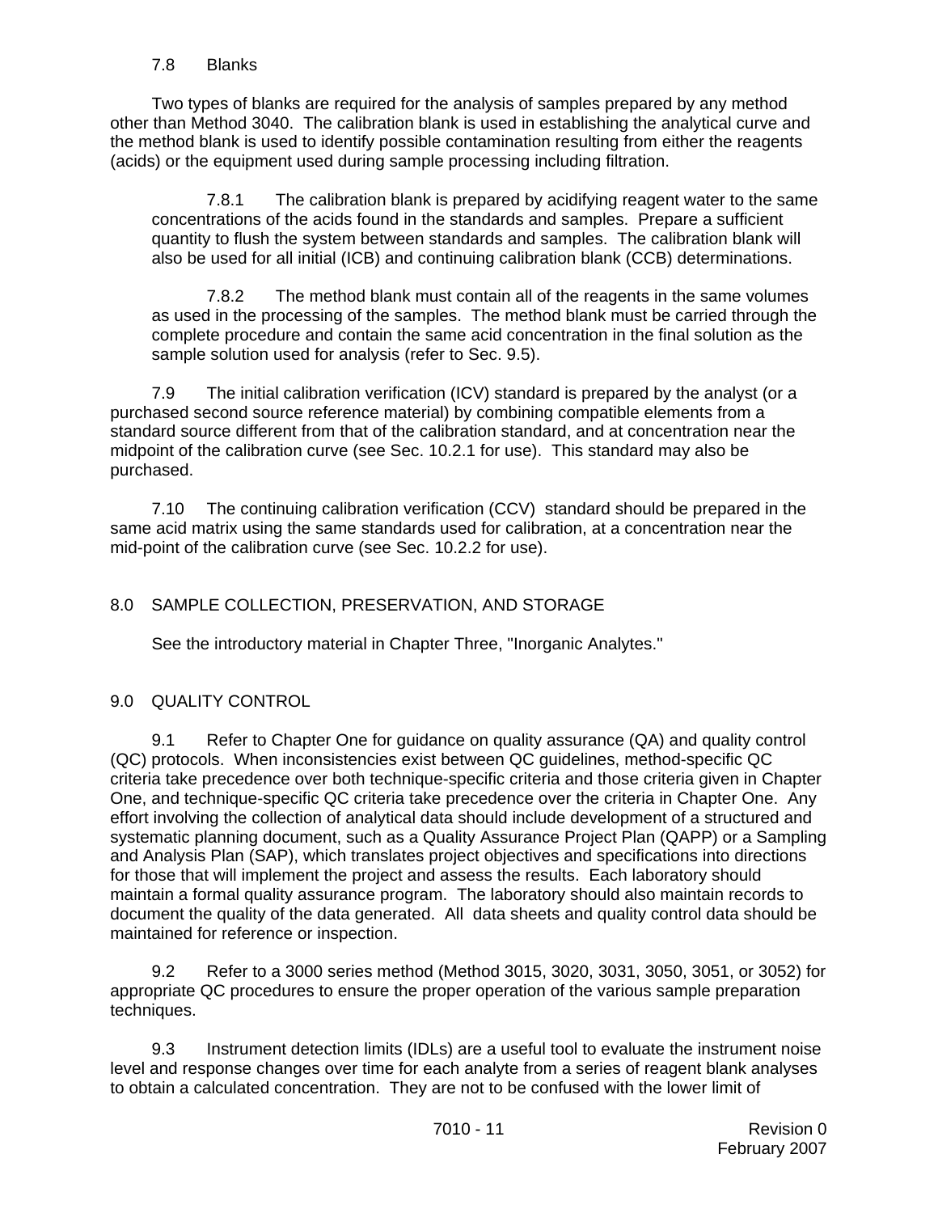7.8 Blanks

Two types of blanks are required for the analysis of samples prepared by any method other than Method 3040. The calibration blank is used in establishing the analytical curve and the method blank is used to identify possible contamination resulting from either the reagents (acids) or the equipment used during sample processing including filtration.

7.8.1 The calibration blank is prepared by acidifying reagent water to the same concentrations of the acids found in the standards and samples. Prepare a sufficient quantity to flush the system between standards and samples. The calibration blank will also be used for all initial (ICB) and continuing calibration blank (CCB) determinations.

7.8.2 The method blank must contain all of the reagents in the same volumes as used in the processing of the samples. The method blank must be carried through the complete procedure and contain the same acid concentration in the final solution as the sample solution used for analysis (refer to Sec. 9.5).

7.9 The initial calibration verification (ICV) standard is prepared by the analyst (or a purchased second source reference material) by combining compatible elements from a standard source different from that of the calibration standard, and at concentration near the midpoint of the calibration curve (see Sec. 10.2.1 for use). This standard may also be purchased.

7.10 The continuing calibration verification (CCV) standard should be prepared in the same acid matrix using the same standards used for calibration, at a concentration near the mid-point of the calibration curve (see Sec. 10.2.2 for use).

## 8.0 SAMPLE COLLECTION, PRESERVATION, AND STORAGE

See the introductory material in Chapter Three, "Inorganic Analytes."

## 9.0 QUALITY CONTROL

9.1 Refer to Chapter One for guidance on quality assurance (QA) and quality control (QC) protocols. When inconsistencies exist between QC guidelines, method-specific QC criteria take precedence over both technique-specific criteria and those criteria given in Chapter One, and technique-specific QC criteria take precedence over the criteria in Chapter One. Any effort involving the collection of analytical data should include development of a structured and systematic planning document, such as a Quality Assurance Project Plan (QAPP) or a Sampling and Analysis Plan (SAP), which translates project objectives and specifications into directions for those that will implement the project and assess the results. Each laboratory should maintain a formal quality assurance program. The laboratory should also maintain records to document the quality of the data generated. All data sheets and quality control data should be maintained for reference or inspection.

9.2 Refer to a 3000 series method (Method 3015, 3020, 3031, 3050, 3051, or 3052) for appropriate QC procedures to ensure the proper operation of the various sample preparation techniques.

9.3 Instrument detection limits (IDLs) are a useful tool to evaluate the instrument noise level and response changes over time for each analyte from a series of reagent blank analyses to obtain a calculated concentration. They are not to be confused with the lower limit of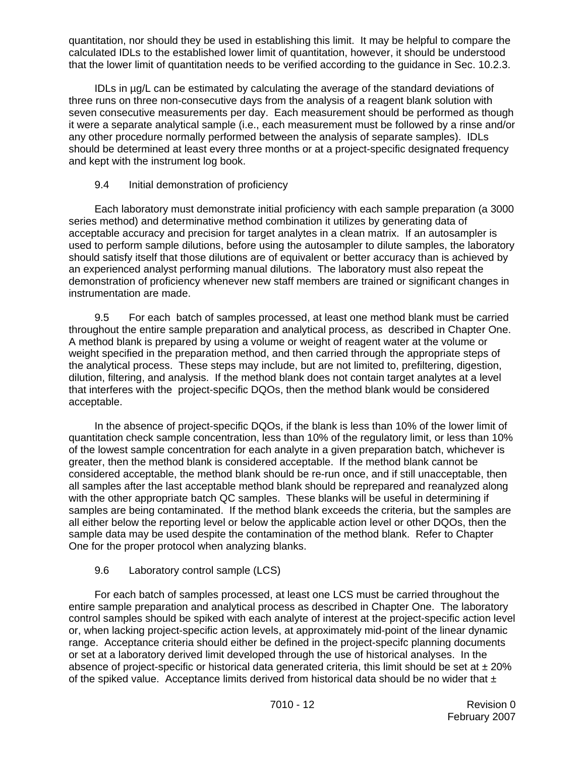quantitation, nor should they be used in establishing this limit. It may be helpful to compare the calculated IDLs to the established lower limit of quantitation, however, it should be understood that the lower limit of quantitation needs to be verified according to the guidance in Sec. 10.2.3.

IDLs in µg/L can be estimated by calculating the average of the standard deviations of three runs on three non-consecutive days from the analysis of a reagent blank solution with seven consecutive measurements per day. Each measurement should be performed as though it were a separate analytical sample (i.e., each measurement must be followed by a rinse and/or any other procedure normally performed between the analysis of separate samples). IDLs should be determined at least every three months or at a project-specific designated frequency and kept with the instrument log book.

9.4 Initial demonstration of proficiency

Each laboratory must demonstrate initial proficiency with each sample preparation (a 3000 series method) and determinative method combination it utilizes by generating data of acceptable accuracy and precision for target analytes in a clean matrix. If an autosampler is used to perform sample dilutions, before using the autosampler to dilute samples, the laboratory should satisfy itself that those dilutions are of equivalent or better accuracy than is achieved by an experienced analyst performing manual dilutions. The laboratory must also repeat the demonstration of proficiency whenever new staff members are trained or significant changes in instrumentation are made.

9.5 For each batch of samples processed, at least one method blank must be carried throughout the entire sample preparation and analytical process, as described in Chapter One. A method blank is prepared by using a volume or weight of reagent water at the volume or weight specified in the preparation method, and then carried through the appropriate steps of the analytical process. These steps may include, but are not limited to, prefiltering, digestion, dilution, filtering, and analysis. If the method blank does not contain target analytes at a level that interferes with the project-specific DQOs, then the method blank would be considered acceptable.

In the absence of project-specific DQOs, if the blank is less than 10% of the lower limit of quantitation check sample concentration, less than 10% of the regulatory limit, or less than 10% of the lowest sample concentration for each analyte in a given preparation batch, whichever is greater, then the method blank is considered acceptable. If the method blank cannot be considered acceptable, the method blank should be re-run once, and if still unacceptable, then all samples after the last acceptable method blank should be reprepared and reanalyzed along with the other appropriate batch QC samples. These blanks will be useful in determining if samples are being contaminated. If the method blank exceeds the criteria, but the samples are all either below the reporting level or below the applicable action level or other DQOs, then the sample data may be used despite the contamination of the method blank. Refer to Chapter One for the proper protocol when analyzing blanks.

9.6 Laboratory control sample (LCS)

For each batch of samples processed, at least one LCS must be carried throughout the entire sample preparation and analytical process as described in Chapter One. The laboratory control samples should be spiked with each analyte of interest at the project-specific action level or, when lacking project-specific action levels, at approximately mid-point of the linear dynamic range. Acceptance criteria should either be defined in the project-specifc planning documents or set at a laboratory derived limit developed through the use of historical analyses. In the absence of project-specific or historical data generated criteria, this limit should be set at ± 20% of the spiked value. Acceptance limits derived from historical data should be no wider that ±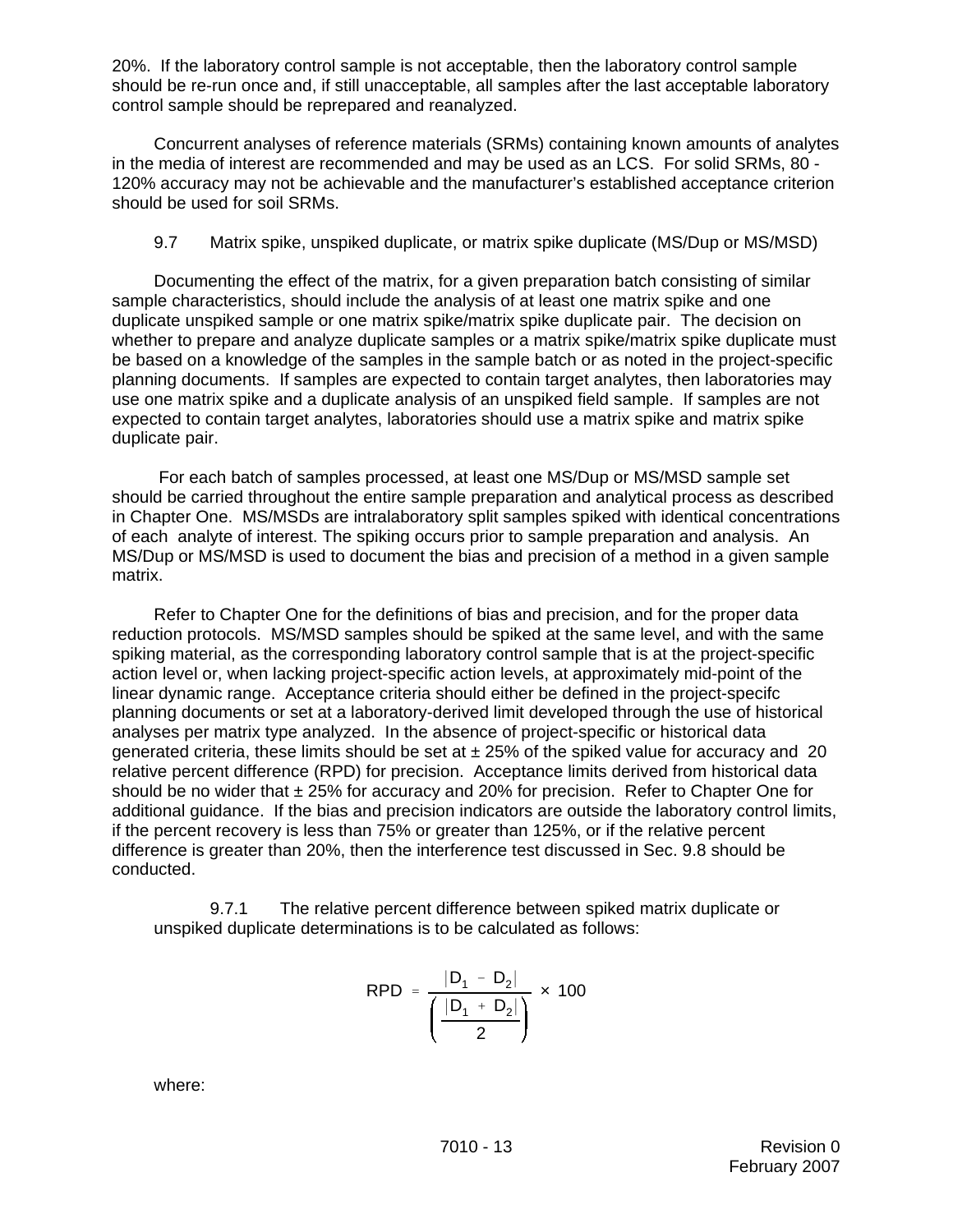20%. If the laboratory control sample is not acceptable, then the laboratory control sample should be re-run once and, if still unacceptable, all samples after the last acceptable laboratory control sample should be reprepared and reanalyzed.

Concurrent analyses of reference materials (SRMs) containing known amounts of analytes in the media of interest are recommended and may be used as an LCS. For solid SRMs, 80 - 120% accuracy may not be achievable and the manufacturer's established acceptance criterion should be used for soil SRMs.

9.7 Matrix spike, unspiked duplicate, or matrix spike duplicate (MS/Dup or MS/MSD)

Documenting the effect of the matrix, for a given preparation batch consisting of similar sample characteristics, should include the analysis of at least one matrix spike and one duplicate unspiked sample or one matrix spike/matrix spike duplicate pair. The decision on whether to prepare and analyze duplicate samples or a matrix spike/matrix spike duplicate must be based on a knowledge of the samples in the sample batch or as noted in the project-specific planning documents. If samples are expected to contain target analytes, then laboratories may use one matrix spike and a duplicate analysis of an unspiked field sample. If samples are not expected to contain target analytes, laboratories should use a matrix spike and matrix spike duplicate pair.

For each batch of samples processed, at least one MS/Dup or MS/MSD sample set should be carried throughout the entire sample preparation and analytical process as described in Chapter One. MS/MSDs are intralaboratory split samples spiked with identical concentrations of each analyte of interest. The spiking occurs prior to sample preparation and analysis. An MS/Dup or MS/MSD is used to document the bias and precision of a method in a given sample matrix.

Refer to Chapter One for the definitions of bias and precision, and for the proper data reduction protocols. MS/MSD samples should be spiked at the same level, and with the same spiking material, as the corresponding laboratory control sample that is at the project-specific action level or, when lacking project-specific action levels, at approximately mid-point of the linear dynamic range. Acceptance criteria should either be defined in the project-specifc planning documents or set at a laboratory-derived limit developed through the use of historical analyses per matrix type analyzed. In the absence of project-specific or historical data generated criteria, these limits should be set at ± 25% of the spiked value for accuracy and 20 relative percent difference (RPD) for precision. Acceptance limits derived from historical data should be no wider that ± 25% for accuracy and 20% for precision. Refer to Chapter One for additional guidance. If the bias and precision indicators are outside the laboratory control limits, if the percent recovery is less than 75% or greater than 125%, or if the relative percent difference is greater than 20%, then the interference test discussed in Sec. 9.8 should be conducted.

9.7.1 The relative percent difference between spiked matrix duplicate or unspiked duplicate determinations is to be calculated as follows:

$$RPD = \frac{|D_1 - D_2|}{\left(\frac{|D_1 + D_2|}{2}\right)} \times 100$$

where: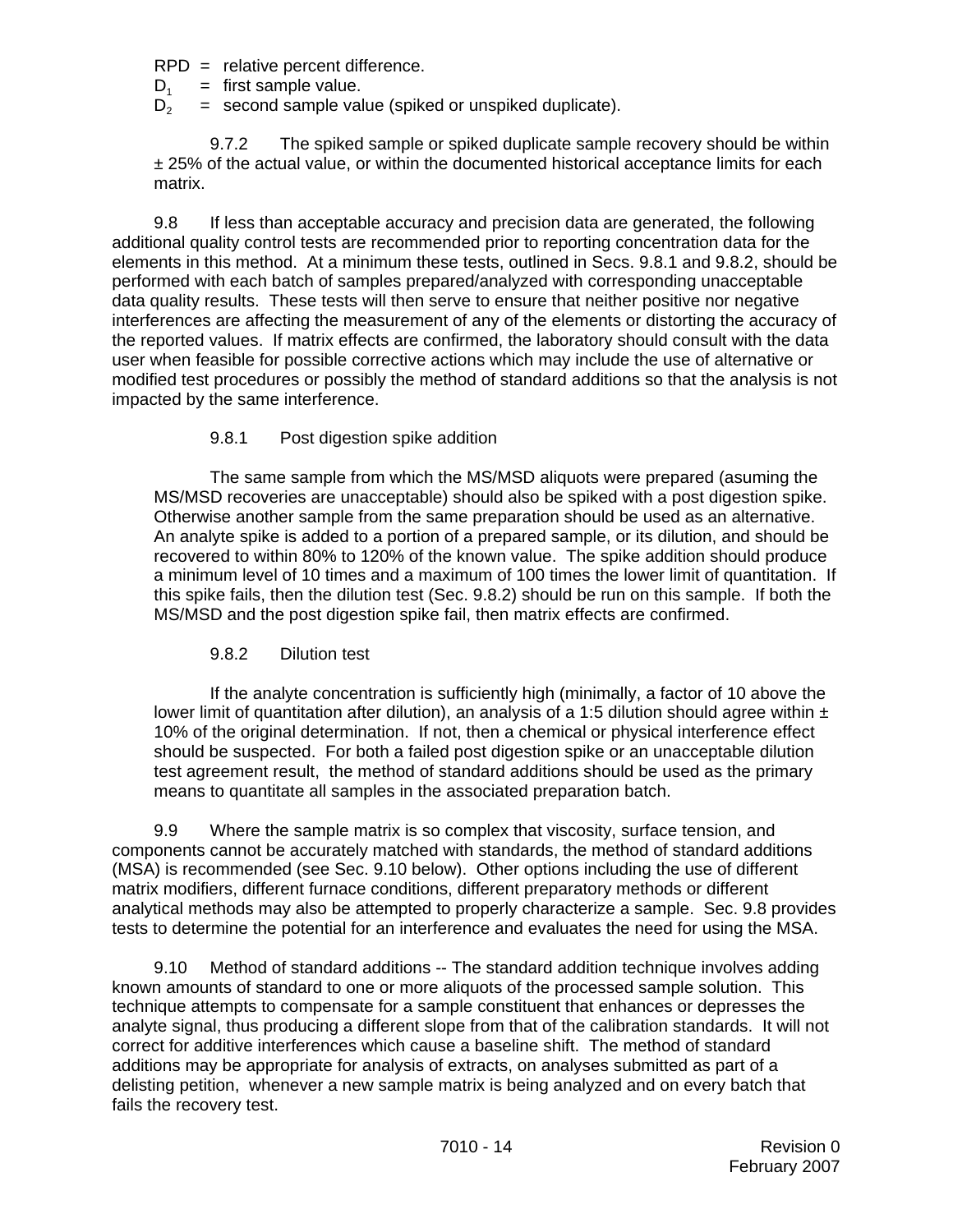RPD = relative percent difference.
$D_1$ = first sample value.
$D_2$ = second sample value (spiked or unspiked duplicate).

9.7.2 The spiked sample or spiked duplicate sample recovery should be within ± 25% of the actual value, or within the documented historical acceptance limits for each matrix.

9.8 If less than acceptable accuracy and precision data are generated, the following additional quality control tests are recommended prior to reporting concentration data for the elements in this method. At a minimum these tests, outlined in Secs. 9.8.1 and 9.8.2, should be performed with each batch of samples prepared/analyzed with corresponding unacceptable data quality results. These tests will then serve to ensure that neither positive nor negative interferences are affecting the measurement of any of the elements or distorting the accuracy of the reported values. If matrix effects are confirmed, the laboratory should consult with the data user when feasible for possible corrective actions which may include the use of alternative or modified test procedures or possibly the method of standard additions so that the analysis is not impacted by the same interference.

9.8.1 Post digestion spike addition

The same sample from which the MS/MSD aliquots were prepared (asuming the MS/MSD recoveries are unacceptable) should also be spiked with a post digestion spike. Otherwise another sample from the same preparation should be used as an alternative. An analyte spike is added to a portion of a prepared sample, or its dilution, and should be recovered to within 80% to 120% of the known value. The spike addition should produce a minimum level of 10 times and a maximum of 100 times the lower limit of quantitation. If this spike fails, then the dilution test (Sec. 9.8.2) should be run on this sample. If both the MS/MSD and the post digestion spike fail, then matrix effects are confirmed.

9.8.2 Dilution test

If the analyte concentration is sufficiently high (minimally, a factor of 10 above the lower limit of quantitation after dilution), an analysis of a 1:5 dilution should agree within ± 10% of the original determination. If not, then a chemical or physical interference effect should be suspected. For both a failed post digestion spike or an unacceptable dilution test agreement result, the method of standard additions should be used as the primary means to quantitate all samples in the associated preparation batch.

9.9 Where the sample matrix is so complex that viscosity, surface tension, and components cannot be accurately matched with standards, the method of standard additions (MSA) is recommended (see Sec. 9.10 below). Other options including the use of different matrix modifiers, different furnace conditions, different preparatory methods or different analytical methods may also be attempted to properly characterize a sample. Sec. 9.8 provides tests to determine the potential for an interference and evaluates the need for using the MSA.

9.10 Method of standard additions -- The standard addition technique involves adding known amounts of standard to one or more aliquots of the processed sample solution. This technique attempts to compensate for a sample constituent that enhances or depresses the analyte signal, thus producing a different slope from that of the calibration standards. It will not correct for additive interferences which cause a baseline shift. The method of standard additions may be appropriate for analysis of extracts, on analyses submitted as part of a delisting petition, whenever a new sample matrix is being analyzed and on every batch that fails the recovery test.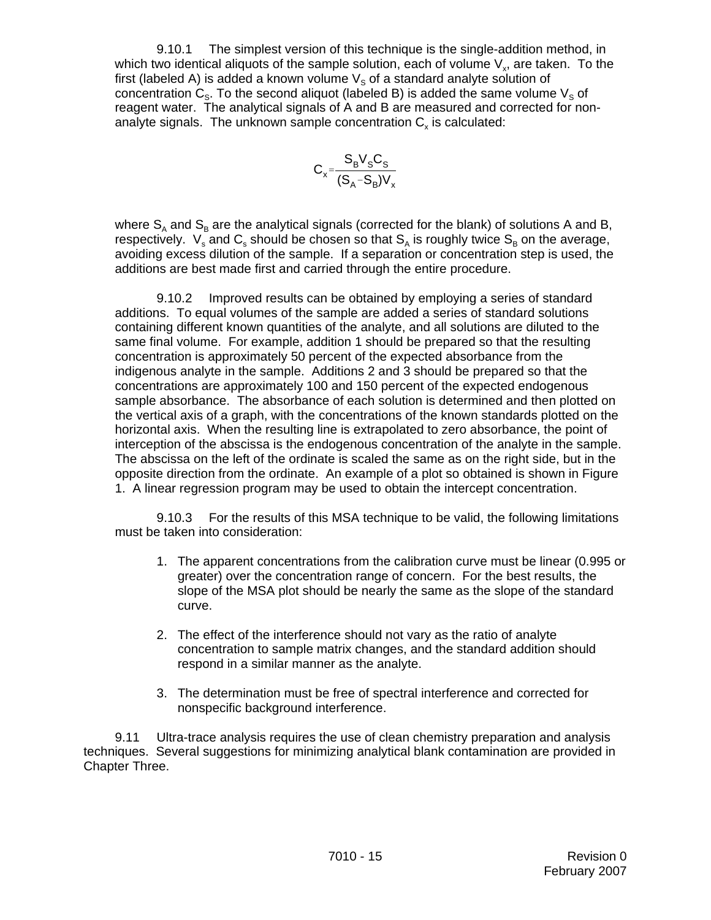9.10.1 The simplest version of this technique is the single-addition method, in which two identical aliquots of the sample solution, each of volume $V_x$, are taken. To the first (labeled A) is added a known volume $V_S$ of a standard analyte solution of concentration $C_S$. To the second aliquot (labeled B) is added the same volume $V_S$ of reagent water. The analytical signals of A and B are measured and corrected for non-analyte signals. The unknown sample concentration $C_x$ is calculated:

$$C_x = \frac{S_B V_S C_S}{(S_A - S_B)V_x}$$

where $S_A$ and $S_B$ are the analytical signals (corrected for the blank) of solutions A and B, respectively. $V_s$ and $C_s$ should be chosen so that $S_A$ is roughly twice $S_B$ on the average, avoiding excess dilution of the sample. If a separation or concentration step is used, the additions are best made first and carried through the entire procedure.

9.10.2 Improved results can be obtained by employing a series of standard additions. To equal volumes of the sample are added a series of standard solutions containing different known quantities of the analyte, and all solutions are diluted to the same final volume. For example, addition 1 should be prepared so that the resulting concentration is approximately 50 percent of the expected absorbance from the indigenous analyte in the sample. Additions 2 and 3 should be prepared so that the concentrations are approximately 100 and 150 percent of the expected endogenous sample absorbance. The absorbance of each solution is determined and then plotted on the vertical axis of a graph, with the concentrations of the known standards plotted on the horizontal axis. When the resulting line is extrapolated to zero absorbance, the point of interception of the abscissa is the endogenous concentration of the analyte in the sample. The abscissa on the left of the ordinate is scaled the same as on the right side, but in the opposite direction from the ordinate. An example of a plot so obtained is shown in Figure 1. A linear regression program may be used to obtain the intercept concentration.

9.10.3 For the results of this MSA technique to be valid, the following limitations must be taken into consideration:

1. The apparent concentrations from the calibration curve must be linear (0.995 or greater) over the concentration range of concern. For the best results, the slope of the MSA plot should be nearly the same as the slope of the standard curve.

2. The effect of the interference should not vary as the ratio of analyte concentration to sample matrix changes, and the standard addition should respond in a similar manner as the analyte.

3. The determination must be free of spectral interference and corrected for nonspecific background interference.

9.11 Ultra-trace analysis requires the use of clean chemistry preparation and analysis techniques. Several suggestions for minimizing analytical blank contamination are provided in Chapter Three.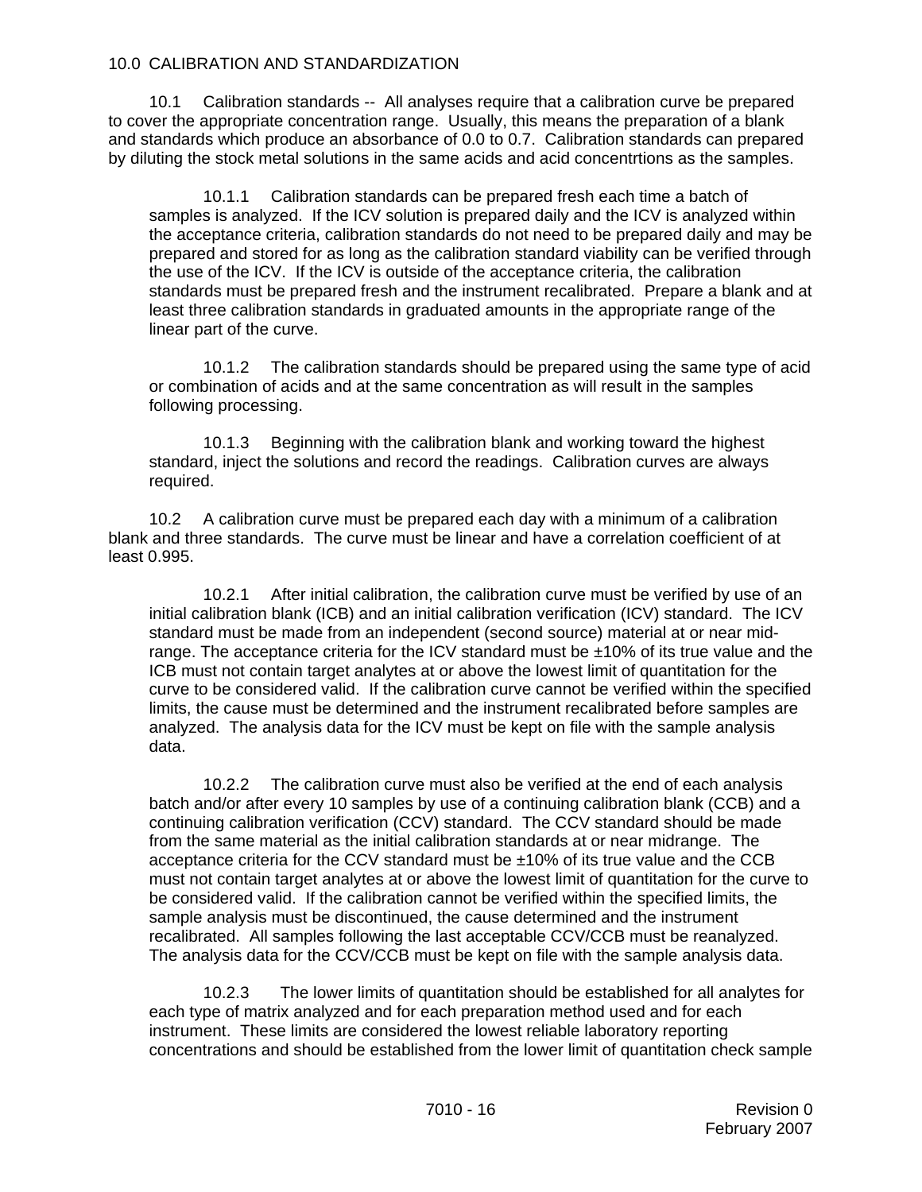## 10.0 CALIBRATION AND STANDARDIZATION

10.1 Calibration standards -- All analyses require that a calibration curve be prepared to cover the appropriate concentration range. Usually, this means the preparation of a blank and standards which produce an absorbance of 0.0 to 0.7. Calibration standards can prepared by diluting the stock metal solutions in the same acids and acid concentrtions as the samples.

10.1.1 Calibration standards can be prepared fresh each time a batch of samples is analyzed. If the ICV solution is prepared daily and the ICV is analyzed within the acceptance criteria, calibration standards do not need to be prepared daily and may be prepared and stored for as long as the calibration standard viability can be verified through the use of the ICV. If the ICV is outside of the acceptance criteria, the calibration standards must be prepared fresh and the instrument recalibrated. Prepare a blank and at least three calibration standards in graduated amounts in the appropriate range of the linear part of the curve.

10.1.2 The calibration standards should be prepared using the same type of acid or combination of acids and at the same concentration as will result in the samples following processing.

10.1.3 Beginning with the calibration blank and working toward the highest standard, inject the solutions and record the readings. Calibration curves are always required.

10.2 A calibration curve must be prepared each day with a minimum of a calibration blank and three standards. The curve must be linear and have a correlation coefficient of at least 0.995.

10.2.1 After initial calibration, the calibration curve must be verified by use of an initial calibration blank (ICB) and an initial calibration verification (ICV) standard. The ICV standard must be made from an independent (second source) material at or near mid-range. The acceptance criteria for the ICV standard must be ±10% of its true value and the ICB must not contain target analytes at or above the lowest limit of quantitation for the curve to be considered valid. If the calibration curve cannot be verified within the specified limits, the cause must be determined and the instrument recalibrated before samples are analyzed. The analysis data for the ICV must be kept on file with the sample analysis data.

10.2.2 The calibration curve must also be verified at the end of each analysis batch and/or after every 10 samples by use of a continuing calibration blank (CCB) and a continuing calibration verification (CCV) standard. The CCV standard should be made from the same material as the initial calibration standards at or near midrange. The acceptance criteria for the CCV standard must be ±10% of its true value and the CCB must not contain target analytes at or above the lowest limit of quantitation for the curve to be considered valid. If the calibration cannot be verified within the specified limits, the sample analysis must be discontinued, the cause determined and the instrument recalibrated. All samples following the last acceptable CCV/CCB must be reanalyzed. The analysis data for the CCV/CCB must be kept on file with the sample analysis data.

10.2.3 The lower limits of quantitation should be established for all analytes for each type of matrix analyzed and for each preparation method used and for each instrument. These limits are considered the lowest reliable laboratory reporting concentrations and should be established from the lower limit of quantitation check sample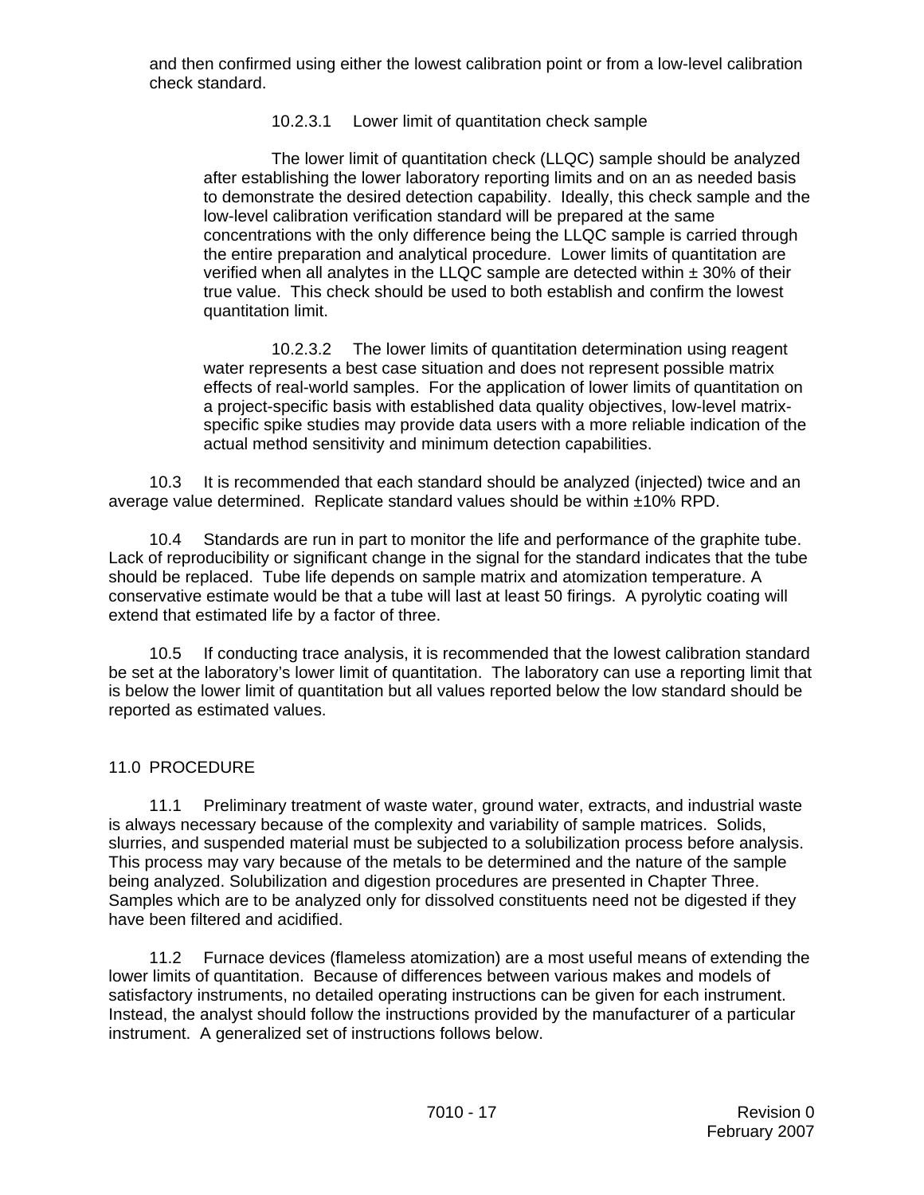and then confirmed using either the lowest calibration point or from a low-level calibration check standard.

10.2.3.1 Lower limit of quantitation check sample

The lower limit of quantitation check (LLQC) sample should be analyzed after establishing the lower laboratory reporting limits and on an as needed basis to demonstrate the desired detection capability. Ideally, this check sample and the low-level calibration verification standard will be prepared at the same concentrations with the only difference being the LLQC sample is carried through the entire preparation and analytical procedure. Lower limits of quantitation are verified when all analytes in the LLQC sample are detected within ± 30% of their true value. This check should be used to both establish and confirm the lowest quantitation limit.

10.2.3.2 The lower limits of quantitation determination using reagent water represents a best case situation and does not represent possible matrix effects of real-world samples. For the application of lower limits of quantitation on a project-specific basis with established data quality objectives, low-level matrix-specific spike studies may provide data users with a more reliable indication of the actual method sensitivity and minimum detection capabilities.

10.3 It is recommended that each standard should be analyzed (injected) twice and an average value determined. Replicate standard values should be within ±10% RPD.

10.4 Standards are run in part to monitor the life and performance of the graphite tube. Lack of reproducibility or significant change in the signal for the standard indicates that the tube should be replaced. Tube life depends on sample matrix and atomization temperature. A conservative estimate would be that a tube will last at least 50 firings. A pyrolytic coating will extend that estimated life by a factor of three.

10.5 If conducting trace analysis, it is recommended that the lowest calibration standard be set at the laboratory's lower limit of quantitation. The laboratory can use a reporting limit that is below the lower limit of quantitation but all values reported below the low standard should be reported as estimated values.

## 11.0 PROCEDURE

11.1 Preliminary treatment of waste water, ground water, extracts, and industrial waste is always necessary because of the complexity and variability of sample matrices. Solids, slurries, and suspended material must be subjected to a solubilization process before analysis. This process may vary because of the metals to be determined and the nature of the sample being analyzed. Solubilization and digestion procedures are presented in Chapter Three. Samples which are to be analyzed only for dissolved constituents need not be digested if they have been filtered and acidified.

11.2 Furnace devices (flameless atomization) are a most useful means of extending the lower limits of quantitation. Because of differences between various makes and models of satisfactory instruments, no detailed operating instructions can be given for each instrument. Instead, the analyst should follow the instructions provided by the manufacturer of a particular instrument. A generalized set of instructions follows below.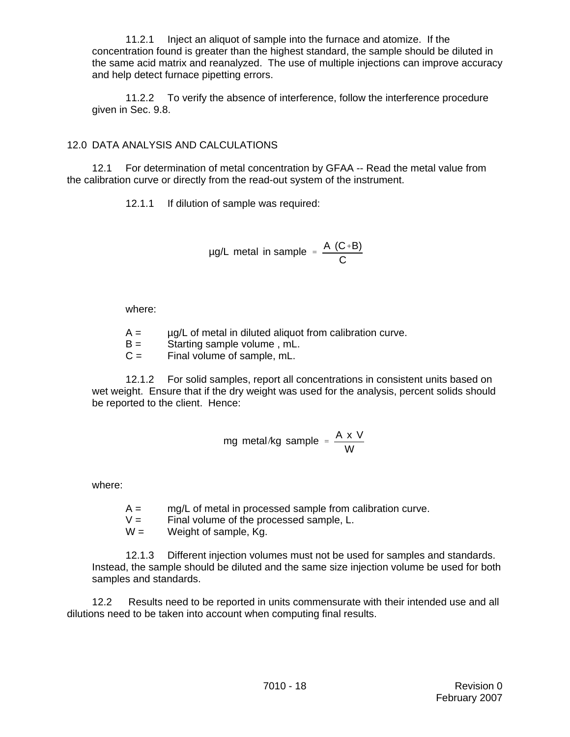11.2.1 Inject an aliquot of sample into the furnace and atomize. If the concentration found is greater than the highest standard, the sample should be diluted in the same acid matrix and reanalyzed. The use of multiple injections can improve accuracy and help detect furnace pipetting errors.

11.2.2 To verify the absence of interference, follow the interference procedure given in Sec. 9.8.

## 12.0 DATA ANALYSIS AND CALCULATIONS

12.1 For determination of metal concentration by GFAA -- Read the metal value from the calibration curve or directly from the read-out system of the instrument.

12.1.1 If dilution of sample was required:

$$\mu g/L \text{ metal in sample} = \frac{A\ (C+B)}{C}$$

where:

A = µg/L of metal in diluted aliquot from calibration curve.
B = Starting sample volume , mL.
C = Final volume of sample, mL.

12.1.2 For solid samples, report all concentrations in consistent units based on wet weight. Ensure that if the dry weight was used for the analysis, percent solids should be reported to the client. Hence:

$$mg \text{ metal/kg sample} = \frac{A \times V}{W}$$

where:

A = mg/L of metal in processed sample from calibration curve.
V = Final volume of the processed sample, L.
W = Weight of sample, Kg.

12.1.3 Different injection volumes must not be used for samples and standards. Instead, the sample should be diluted and the same size injection volume be used for both samples and standards.

12.2 Results need to be reported in units commensurate with their intended use and all dilutions need to be taken into account when computing final results.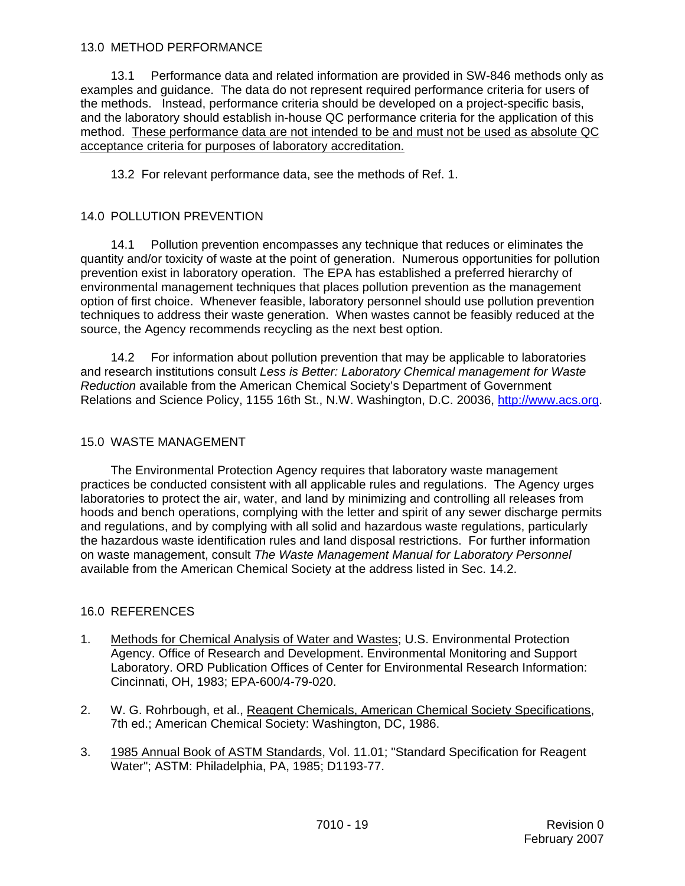## 13.0 METHOD PERFORMANCE

13.1 Performance data and related information are provided in SW-846 methods only as examples and guidance. The data do not represent required performance criteria for users of the methods. Instead, performance criteria should be developed on a project-specific basis, and the laboratory should establish in-house QC performance criteria for the application of this method. <u>These performance data are not intended to be and must not be used as absolute QC acceptance criteria for purposes of laboratory accreditation.</u>

13.2 For relevant performance data, see the methods of Ref. 1.

## 14.0 POLLUTION PREVENTION

14.1 Pollution prevention encompasses any technique that reduces or eliminates the quantity and/or toxicity of waste at the point of generation. Numerous opportunities for pollution prevention exist in laboratory operation. The EPA has established a preferred hierarchy of environmental management techniques that places pollution prevention as the management option of first choice. Whenever feasible, laboratory personnel should use pollution prevention techniques to address their waste generation. When wastes cannot be feasibly reduced at the source, the Agency recommends recycling as the next best option.

14.2 For information about pollution prevention that may be applicable to laboratories and research institutions consult *Less is Better: Laboratory Chemical management for Waste Reduction* available from the American Chemical Society's Department of Government Relations and Science Policy, 1155 16th St., N.W. Washington, D.C. 20036, http://www.acs.org.

## 15.0 WASTE MANAGEMENT

The Environmental Protection Agency requires that laboratory waste management practices be conducted consistent with all applicable rules and regulations. The Agency urges laboratories to protect the air, water, and land by minimizing and controlling all releases from hoods and bench operations, complying with the letter and spirit of any sewer discharge permits and regulations, and by complying with all solid and hazardous waste regulations, particularly the hazardous waste identification rules and land disposal restrictions. For further information on waste management, consult *The Waste Management Manual for Laboratory Personnel* available from the American Chemical Society at the address listed in Sec. 14.2.

## 16.0 REFERENCES

1. <u>Methods for Chemical Analysis of Water and Wastes</u>; U.S. Environmental Protection Agency. Office of Research and Development. Environmental Monitoring and Support Laboratory. ORD Publication Offices of Center for Environmental Research Information: Cincinnati, OH, 1983; EPA-600/4-79-020.

2. W. G. Rohrbough, et al., <u>Reagent Chemicals, American Chemical Society Specifications</u>, 7th ed.; American Chemical Society: Washington, DC, 1986.

3. <u>1985 Annual Book of ASTM Standards</u>, Vol. 11.01; "Standard Specification for Reagent Water"; ASTM: Philadelphia, PA, 1985; D1193-77.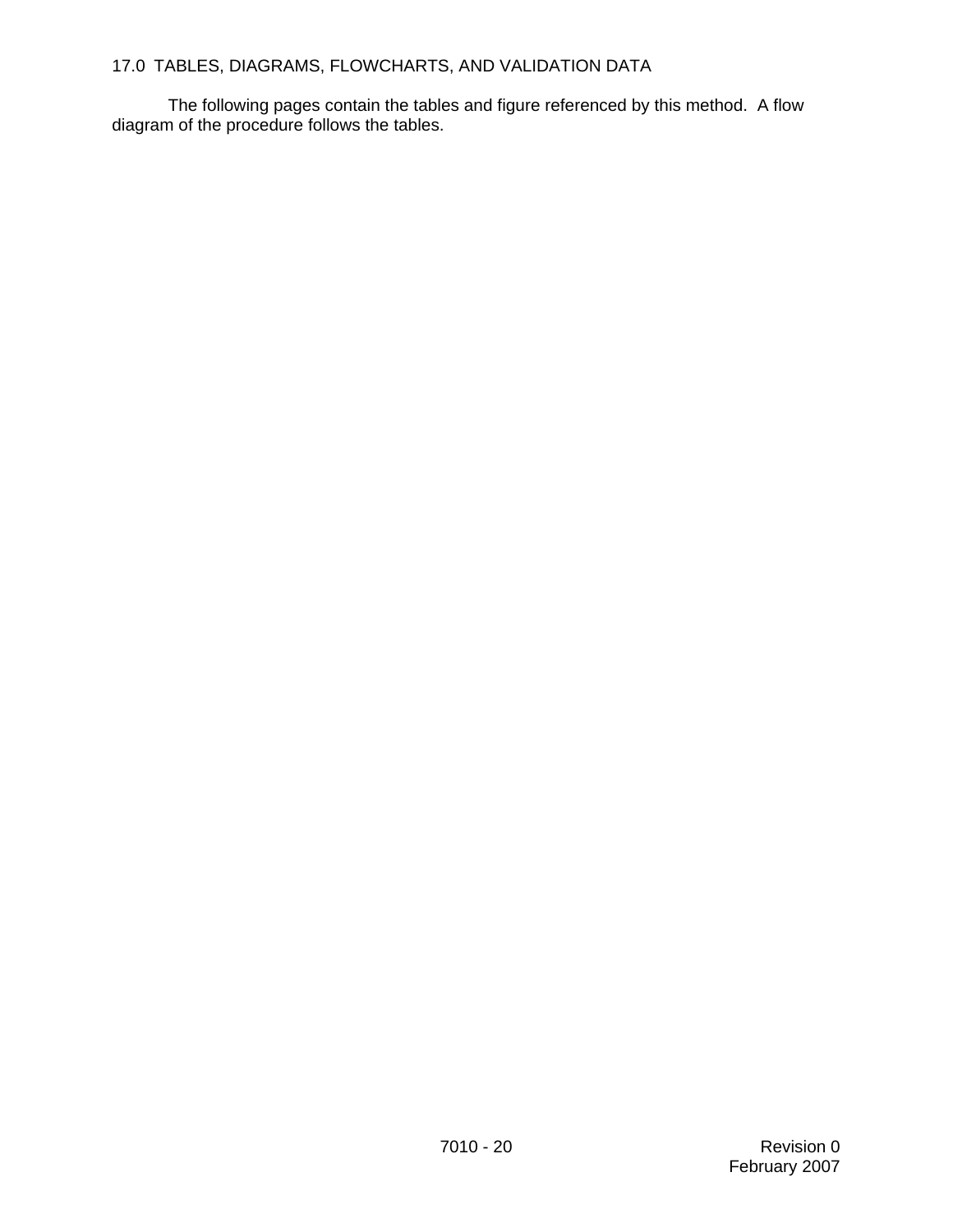## 17.0 TABLES, DIAGRAMS, FLOWCHARTS, AND VALIDATION DATA

The following pages contain the tables and figure referenced by this method. A flow diagram of the procedure follows the tables.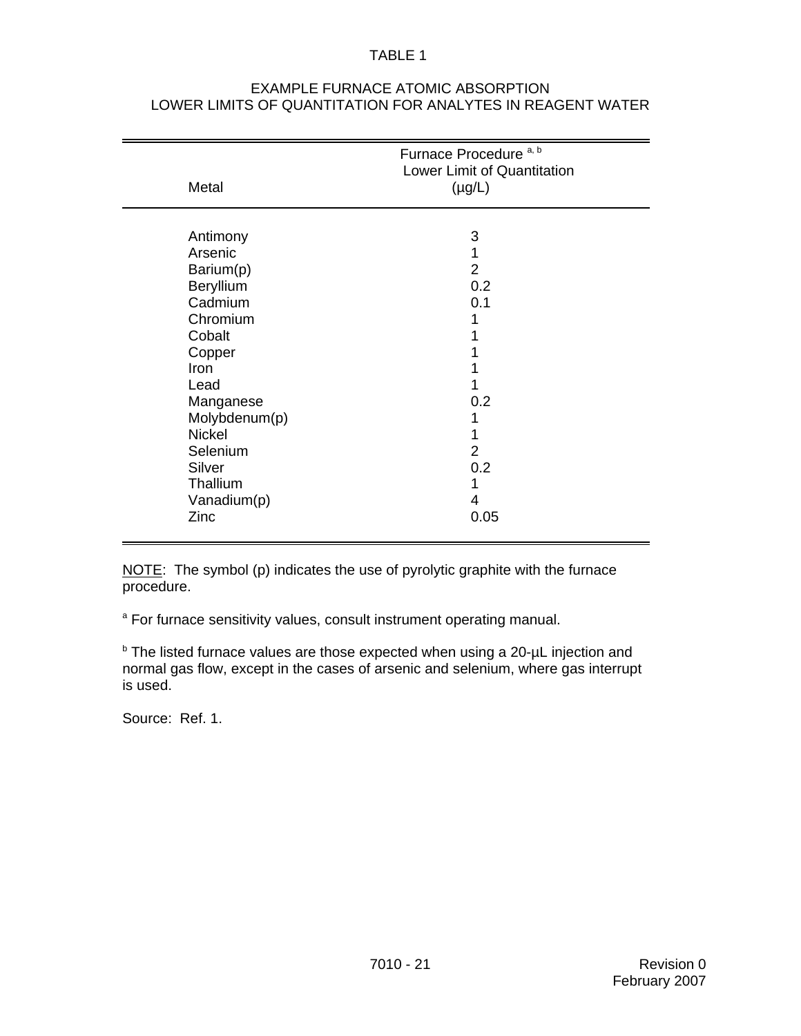# TABLE 1

## EXAMPLE FURNACE ATOMIC ABSORPTION LOWER LIMITS OF QUANTITATION FOR ANALYTES IN REAGENT WATER

| Metal | Furnace Procedure [a, b] Lower Limit of Quantitation (µg/L) |
|---|---|
| Antimony | 3 |
| Arsenic | 1 |
| Barium(p) | 2 |
| Beryllium | 0.2 |
| Cadmium | 0.1 |
| Chromium | 1 |
| Cobalt | 1 |
| Copper | 1 |
| Iron | 1 |
| Lead | 1 |
| Manganese | 0.2 |
| Molybdenum(p) | 1 |
| Nickel | 1 |
| Selenium | 2 |
| Silver | 0.2 |
| Thallium | 1 |
| Vanadium(p) | 4 |
| Zinc | 0.05 |

NOTE: The symbol (p) indicates the use of pyrolytic graphite with the furnace procedure.

[a] For furnace sensitivity values, consult instrument operating manual.

[b] The listed furnace values are those expected when using a 20-µL injection and normal gas flow, except in the cases of arsenic and selenium, where gas interrupt is used.

Source: Ref. 1.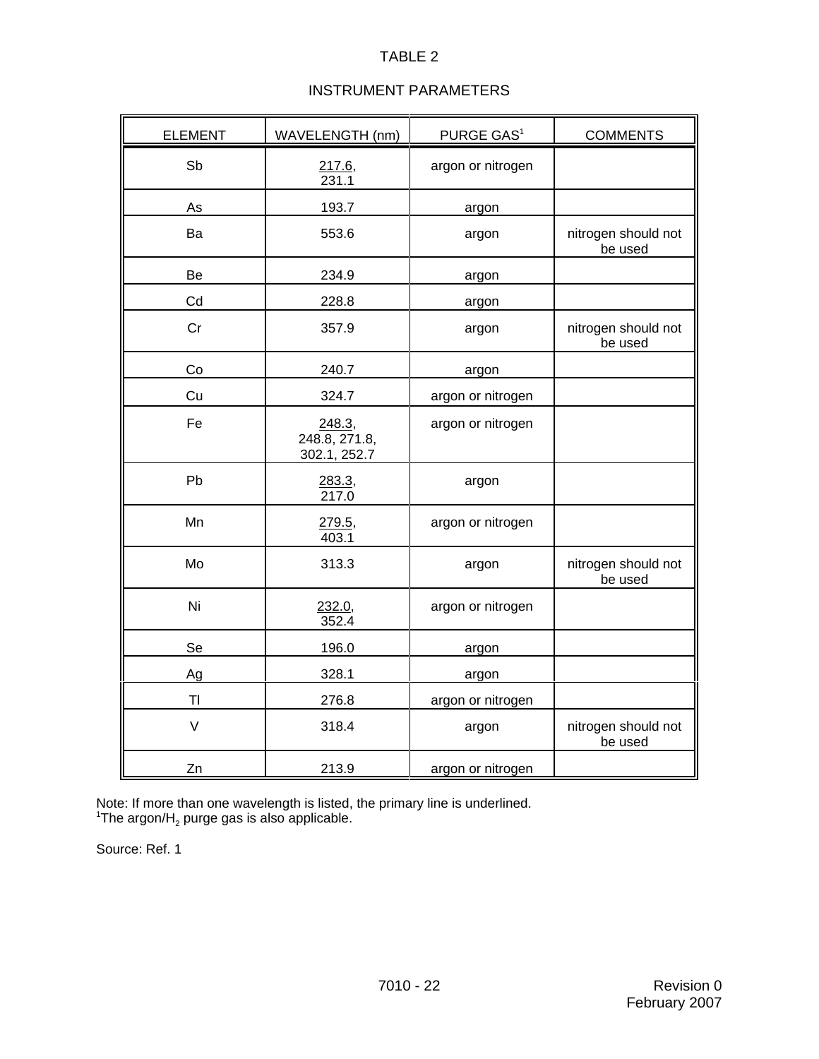TABLE 2

INSTRUMENT PARAMETERS

| ELEMENT | WAVELENGTH (nm) | PURGE GAS[1] | COMMENTS |
|---|---|---|---|
| Sb | <u>217.6</u>, 231.1 | argon or nitrogen | |
| As | 193.7 | argon | |
| Ba | 553.6 | argon | nitrogen should not be used |
| Be | 234.9 | argon | |
| Cd | 228.8 | argon | |
| Cr | 357.9 | argon | nitrogen should not be used |
| Co | 240.7 | argon | |
| Cu | 324.7 | argon or nitrogen | |
| Fe | <u>248.3</u>, 248.8, 271.8, 302.1, 252.7 | argon or nitrogen | |
| Pb | <u>283.3</u>, 217.0 | argon | |
| Mn | <u>279.5</u>, 403.1 | argon or nitrogen | |
| Mo | 313.3 | argon | nitrogen should not be used |
| Ni | <u>232.0</u>, 352.4 | argon or nitrogen | |
| Se | 196.0 | argon | |
| Ag | 328.1 | argon | |
| Tl | 276.8 | argon or nitrogen | |
| V | 318.4 | argon | nitrogen should not be used |
| Zn | 213.9 | argon or nitrogen | |

Note: If more than one wavelength is listed, the primary line is underlined.
[1]The argon/$H_2$ purge gas is also applicable.

Source: Ref. 1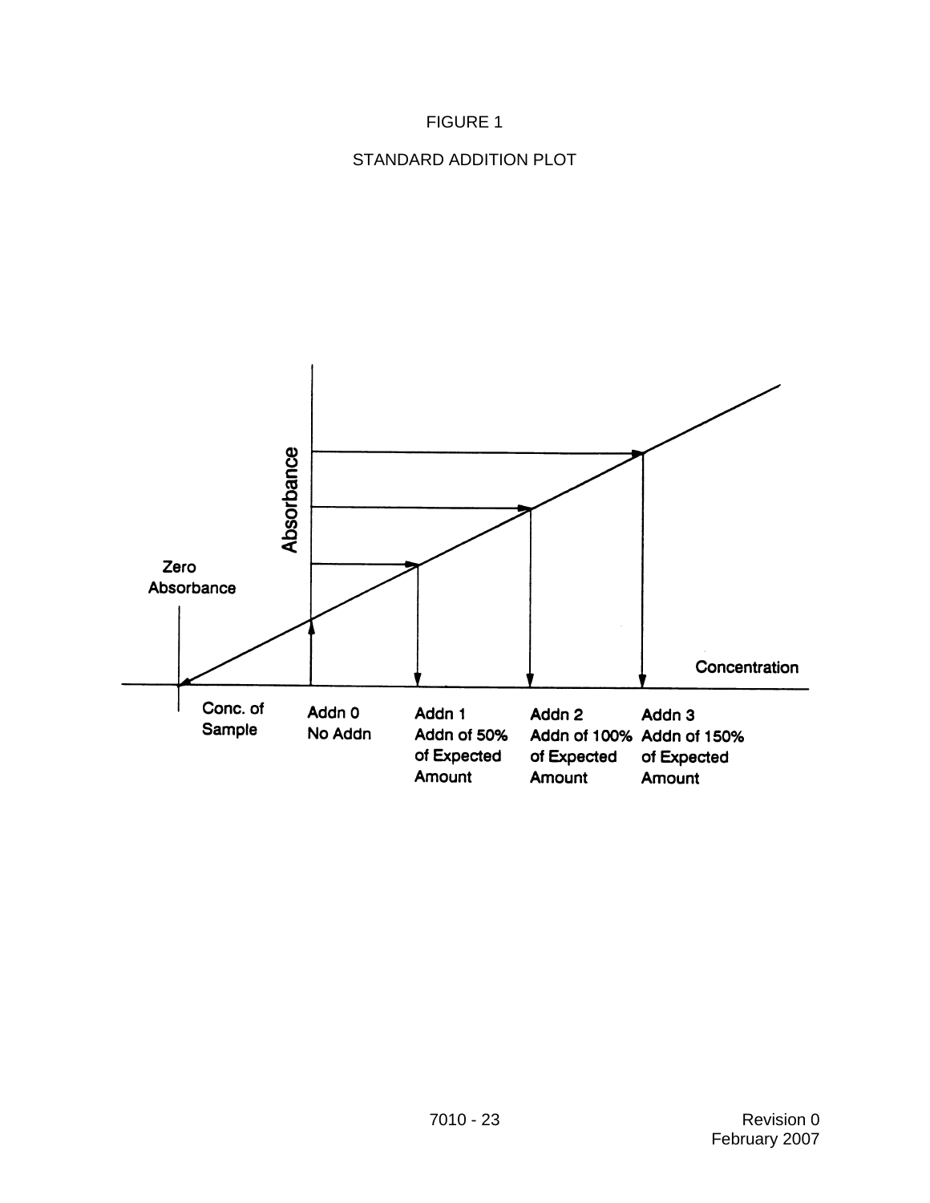FIGURE 1

STANDARD ADDITION PLOT

Absorbance

Zero Absorbance

Concentration

Conc. of Sample

Addn 0
No Addn

Addn 1
Addn of 50% of Expected Amount

Addn 2
Addn of 100% of Expected Amount

Addn 3
Addn of 150% of Expected Amount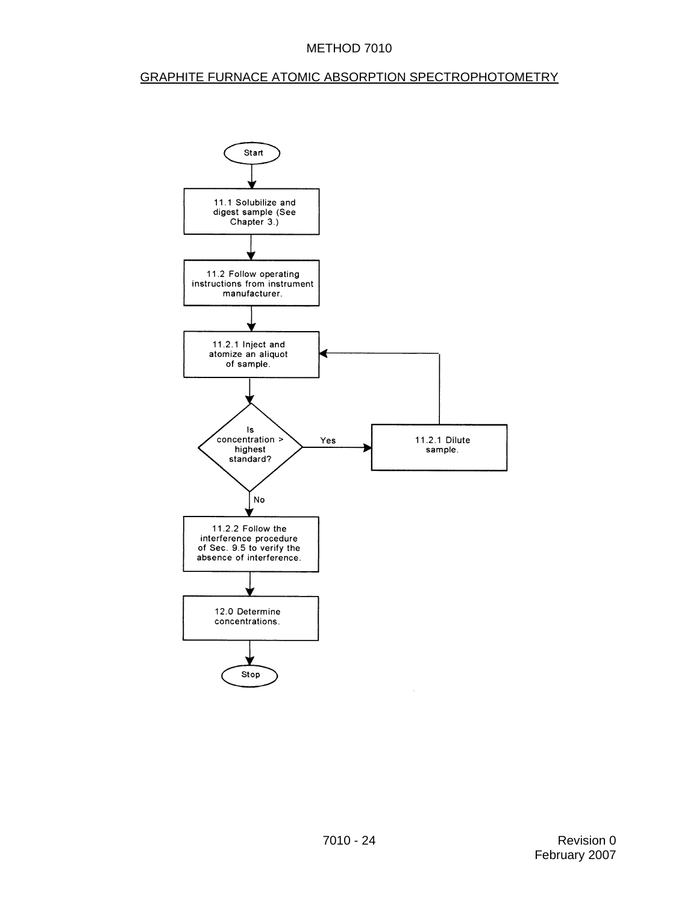METHOD 7010

GRAPHITE FURNACE ATOMIC ABSORPTION SPECTROPHOTOMETRY

Start

11.1 Solubilize and digest sample (See Chapter 3.)

11.2 Follow operating instructions from instrument manufacturer.

11.2.1 Inject and atomize an aliquot of sample.

Is concentration > highest standard?

Yes

11.2.1 Dilute sample.

No

11.2.2 Follow the interference procedure of Sec. 9.5 to verify the absence of interference.

12.0 Determine concentrations.

Stop